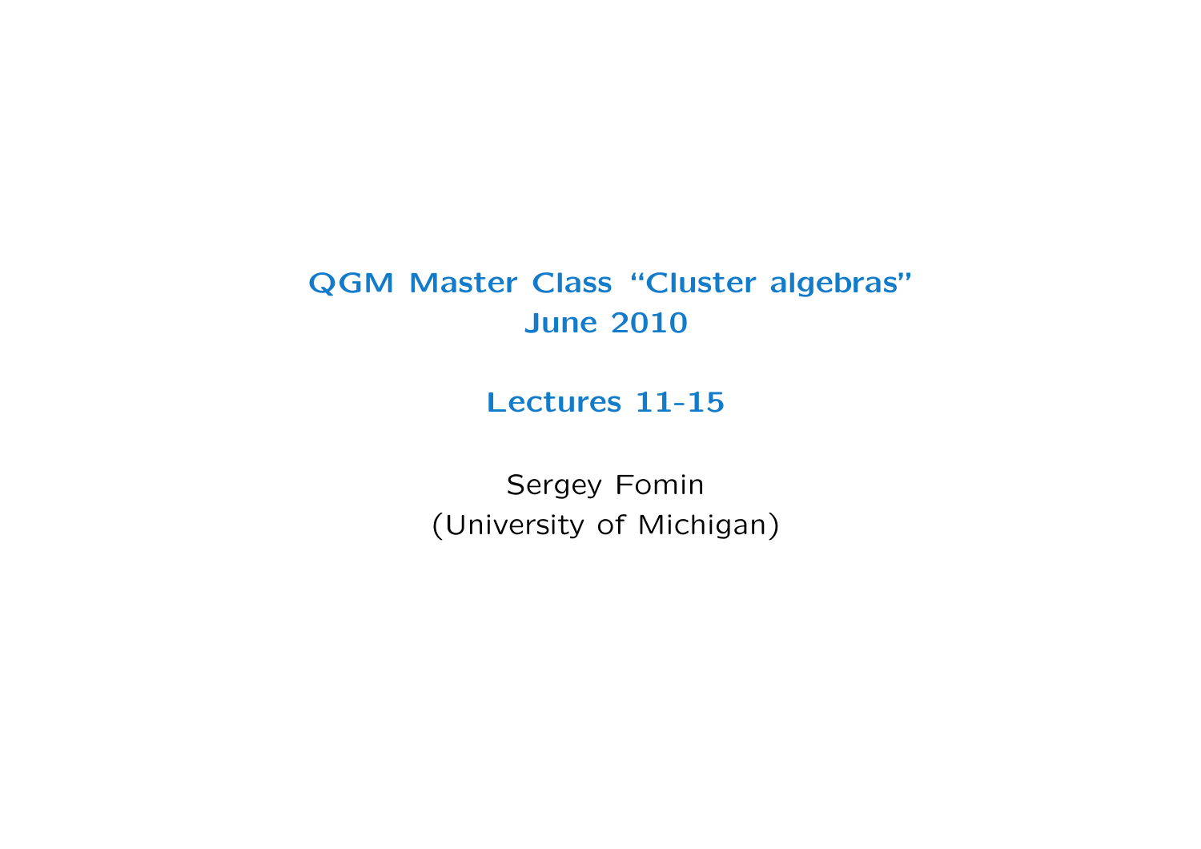# QGM Master Class “Cluster algebras” June 2010

## Lectures 11-15

Sergey Fomin
(University of Michigan)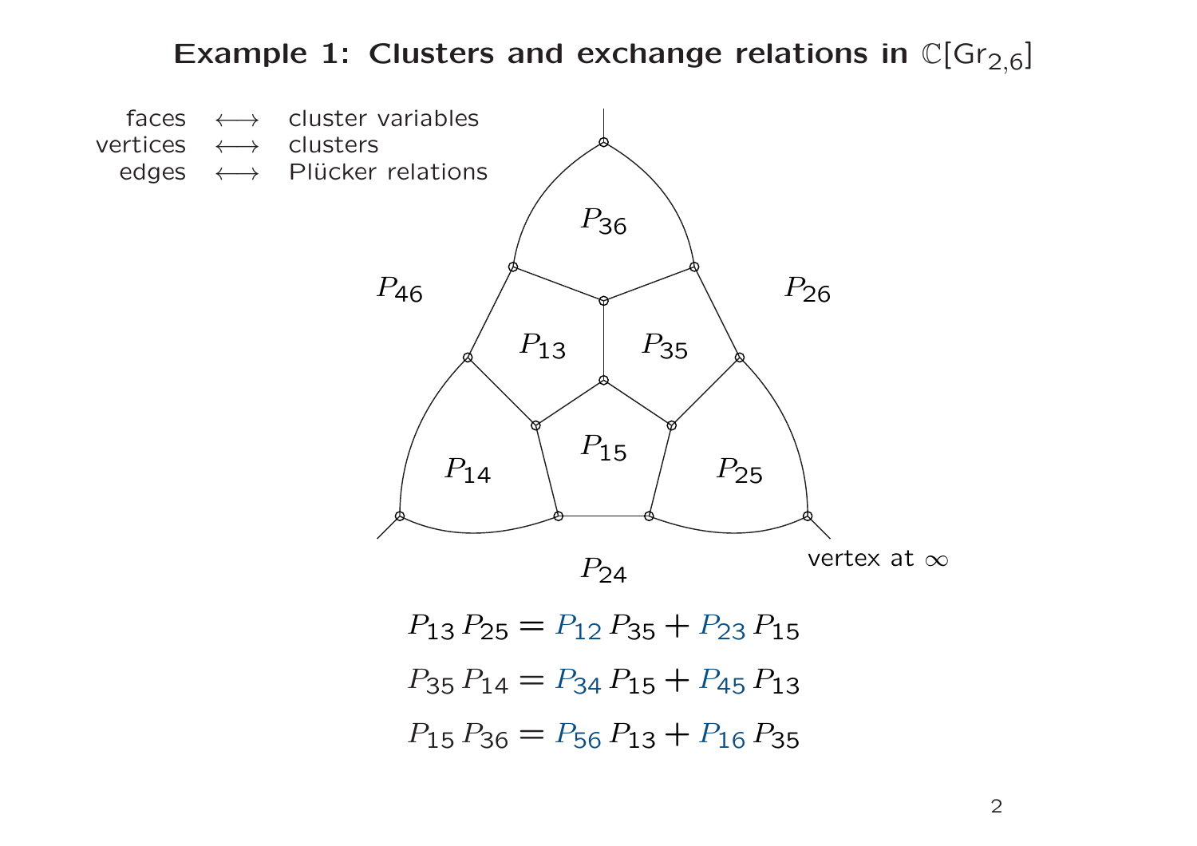## Example 1: Clusters and exchange relations in $\mathbb{C}[\mathrm{Gr}_{2,6}]$

faces ⟷ cluster variables
vertices ⟷ clusters
edges ⟷ Plücker relations

$P_{36}$ $P_{46}$ $P_{26}$ $P_{13}$ $P_{35}$ $P_{15}$ $P_{14}$ $P_{25}$ $P_{24}$

vertex at $\infty$

$$P_{13}\,P_{25} = P_{12}\,P_{35} + P_{23}\,P_{15}$$

$$P_{35}\,P_{14} = P_{34}\,P_{15} + P_{45}\,P_{13}$$

$$P_{15}\,P_{36} = P_{56}\,P_{13} + P_{16}\,P_{35}$$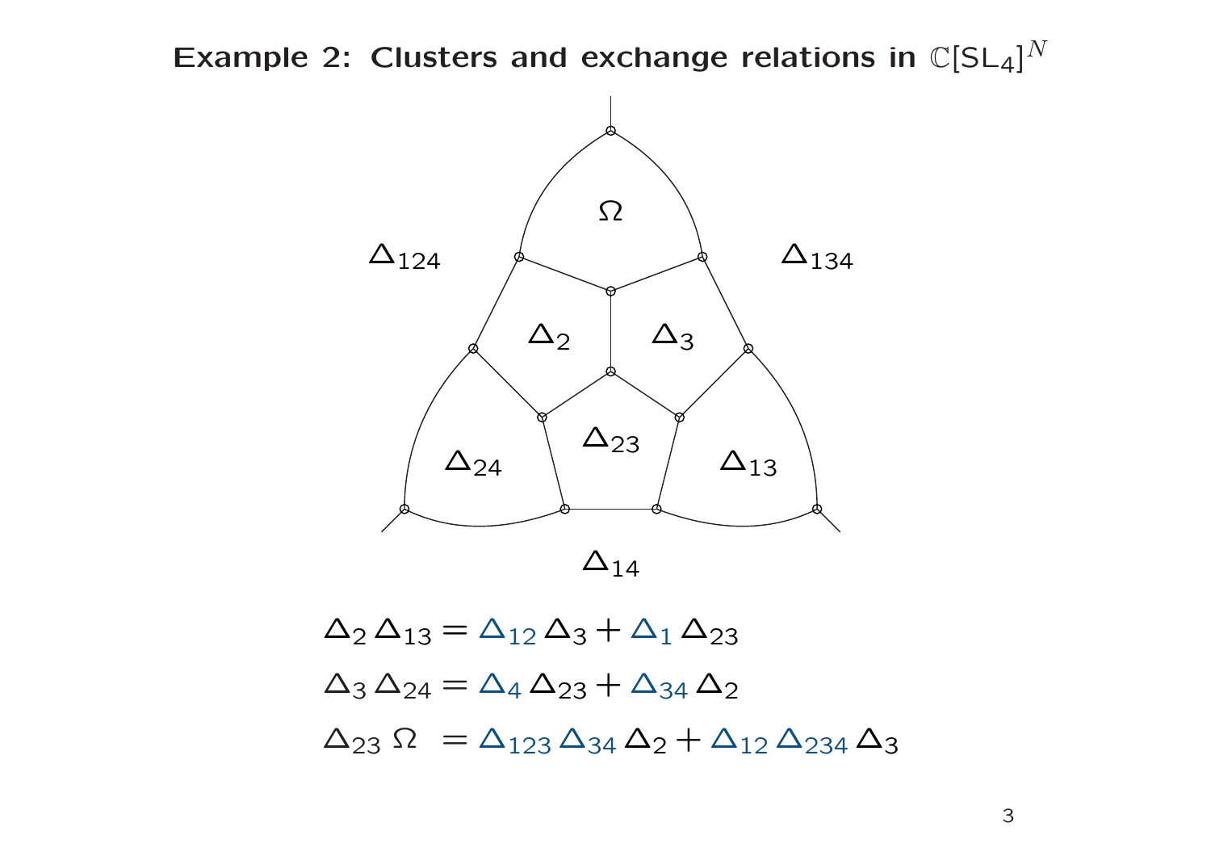# Example 2: Clusters and exchange relations in $\mathbb{C}[\mathrm{SL}_4]^N$

$\Omega$

$\Delta_{124}$ $\Delta_{134}$

$\Delta_2$ $\Delta_3$

$\Delta_{24}$ $\Delta_{23}$ $\Delta_{13}$

$\Delta_{14}$

$$\Delta_2 \, \Delta_{13} = \Delta_{12} \, \Delta_3 + \Delta_1 \, \Delta_{23}$$

$$\Delta_3 \, \Delta_{24} = \Delta_4 \, \Delta_{23} + \Delta_{34} \, \Delta_2$$

$$\Delta_{23} \, \Omega \;= \Delta_{123} \, \Delta_{34} \, \Delta_2 + \Delta_{12} \, \Delta_{234} \, \Delta_3$$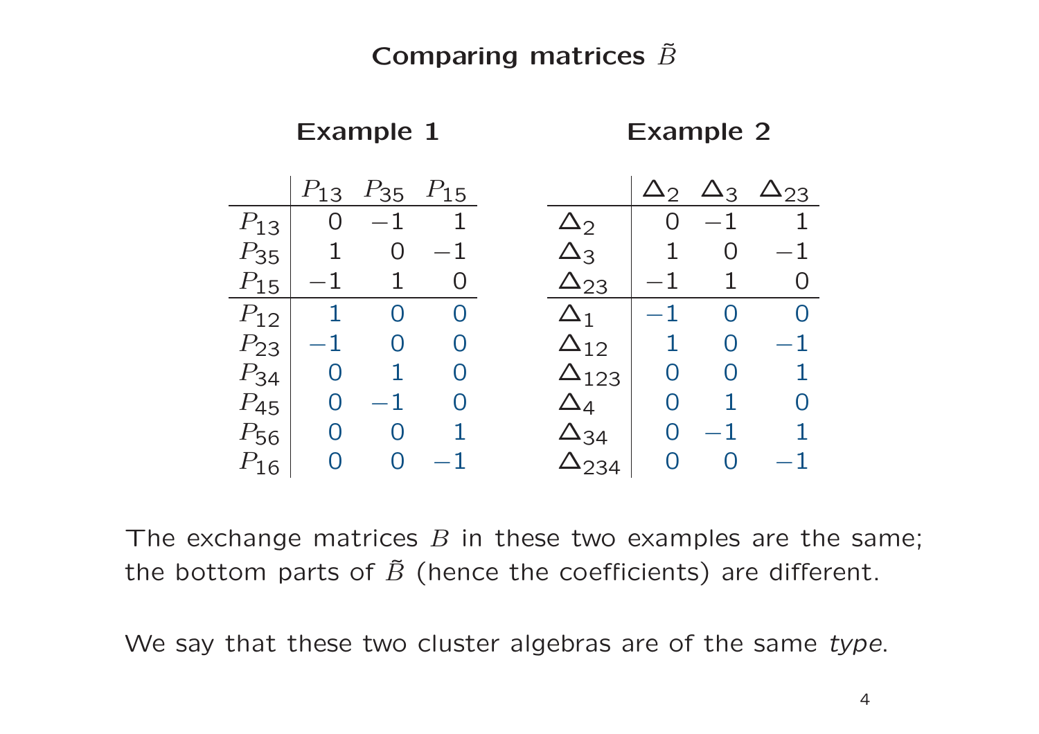# Comparing matrices $\tilde{B}$

**Example 1**

| | $P_{13}$ | $P_{35}$ | $P_{15}$ |
|---|---|---|---|
| $P_{13}$ | 0 | $-1$ | 1 |
| $P_{35}$ | 1 | 0 | $-1$ |
| $P_{15}$ | $-1$ | 1 | 0 |
| $P_{12}$ | 1 | 0 | 0 |
| $P_{23}$ | $-1$ | 0 | 0 |
| $P_{34}$ | 0 | 1 | 0 |
| $P_{45}$ | 0 | $-1$ | 0 |
| $P_{56}$ | 0 | 0 | 1 |
| $P_{16}$ | 0 | 0 | $-1$ |

**Example 2**

| | $\Delta_2$ | $\Delta_3$ | $\Delta_{23}$ |
|---|---|---|---|
| $\Delta_2$ | 0 | $-1$ | 1 |
| $\Delta_3$ | 1 | 0 | $-1$ |
| $\Delta_{23}$ | $-1$ | 1 | 0 |
| $\Delta_1$ | $-1$ | 0 | 0 |
| $\Delta_{12}$ | 1 | 0 | $-1$ |
| $\Delta_{123}$ | 0 | 0 | 1 |
| $\Delta_4$ | 0 | 1 | 0 |
| $\Delta_{34}$ | 0 | $-1$ | 1 |
| $\Delta_{234}$ | 0 | 0 | $-1$ |

The exchange matrices $B$ in these two examples are the same; the bottom parts of $\tilde{B}$ (hence the coefficients) are different.

We say that these two cluster algebras are of the same *type*.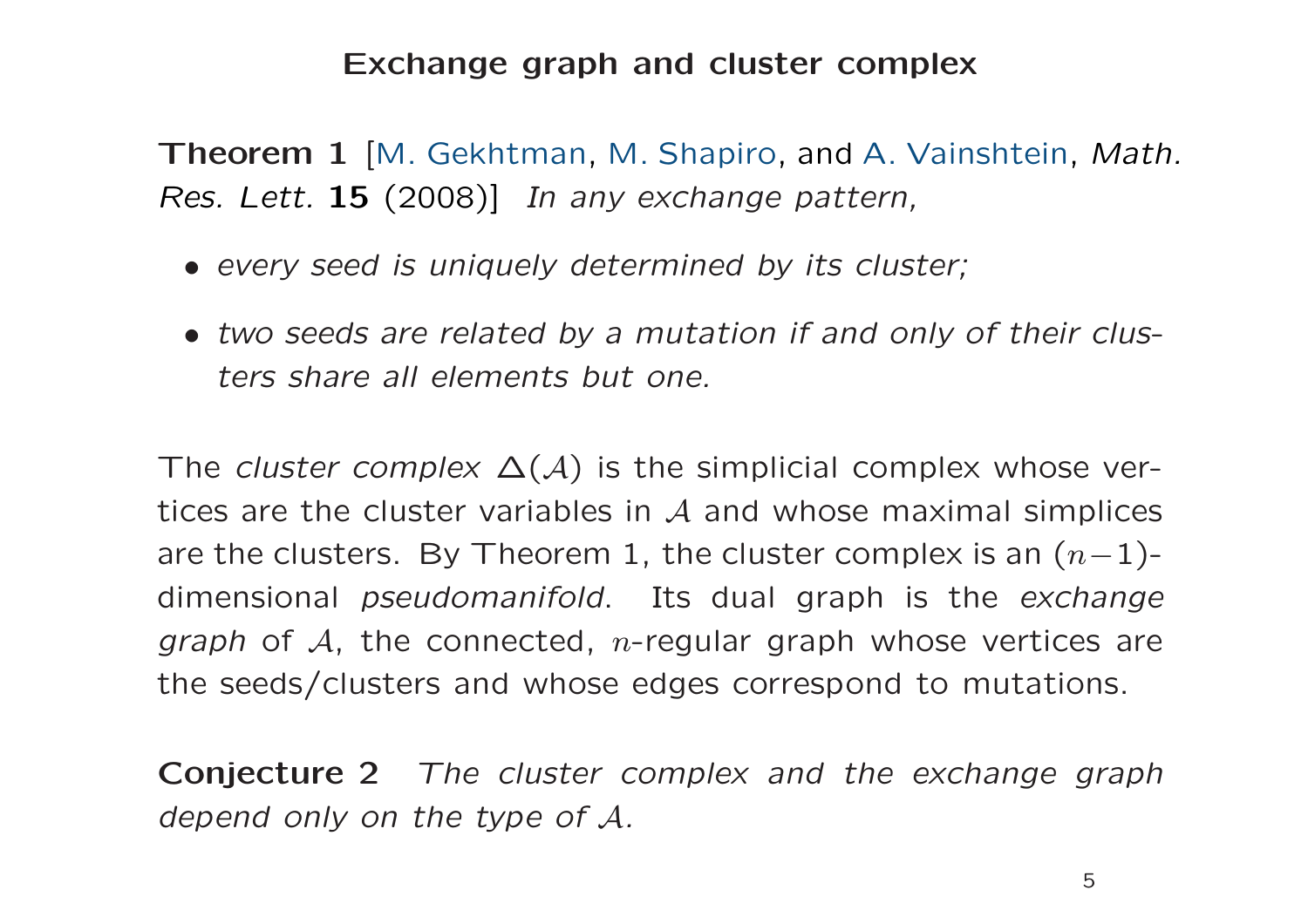## Exchange graph and cluster complex

**Theorem 1** [M. Gekhtman, M. Shapiro, and A. Vainshtein, *Math. Res. Lett.* **15** (2008)] *In any exchange pattern,*

- *every seed is uniquely determined by its cluster;*
- *two seeds are related by a mutation if and only of their clusters share all elements but one.*

The *cluster complex* $\Delta(\mathcal{A})$ is the simplicial complex whose vertices are the cluster variables in $\mathcal{A}$ and whose maximal simplices are the clusters. By Theorem 1, the cluster complex is an $(n-1)$-dimensional *pseudomanifold*. Its dual graph is the *exchange graph* of $\mathcal{A}$, the connected, $n$-regular graph whose vertices are the seeds/clusters and whose edges correspond to mutations.

**Conjecture 2** *The cluster complex and the exchange graph depend only on the type of $\mathcal{A}$.*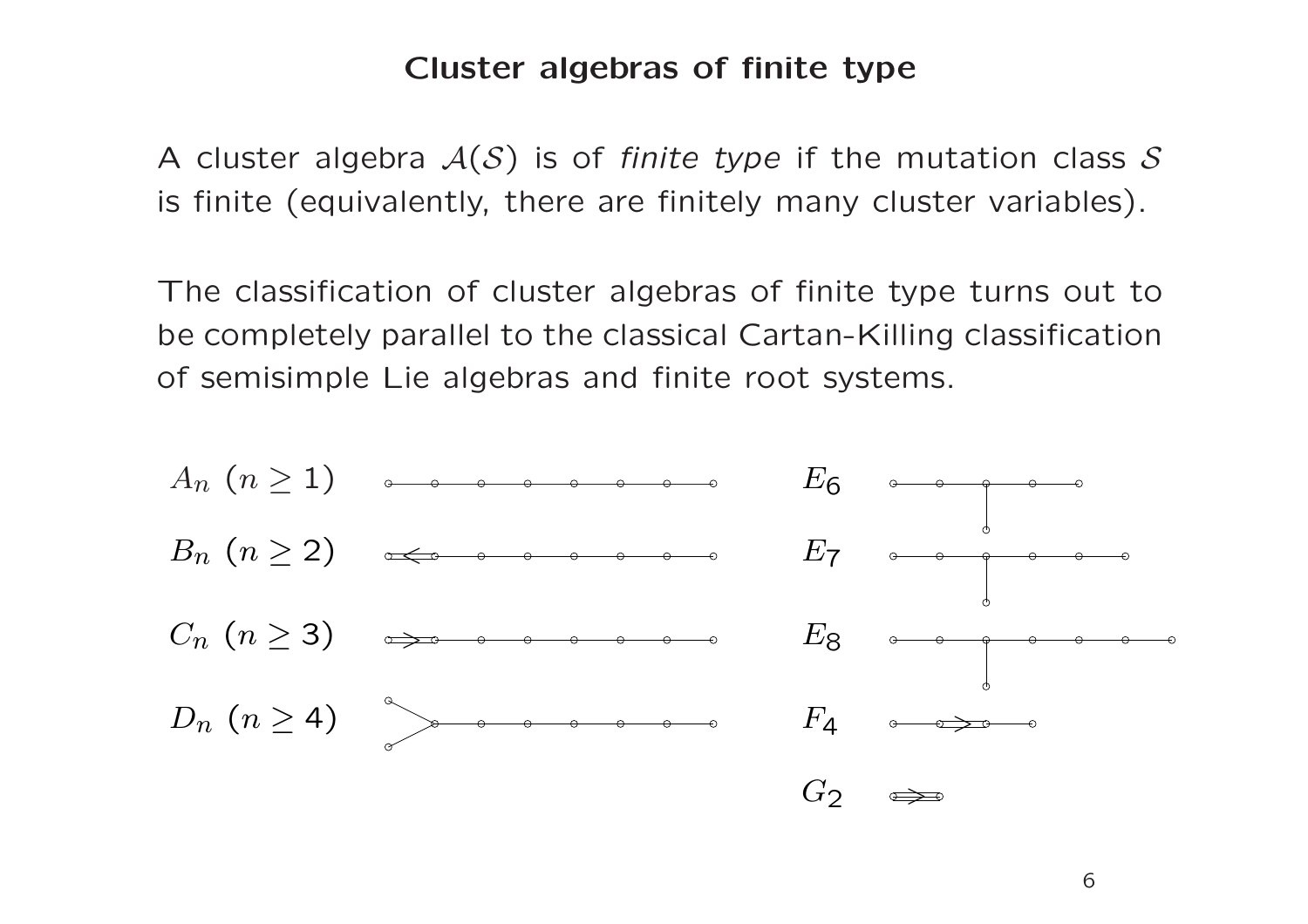# Cluster algebras of finite type

A cluster algebra $\mathcal{A}(\mathcal{S})$ is of *finite type* if the mutation class $\mathcal{S}$ is finite (equivalently, there are finitely many cluster variables).

The classification of cluster algebras of finite type turns out to be completely parallel to the classical Cartan-Killing classification of semisimple Lie algebras and finite root systems.

$A_n$ $(n \geq 1)$

$B_n$ $(n \geq 2)$

$C_n$ $(n \geq 3)$

$D_n$ $(n \geq 4)$

$E_6$

$E_7$

$E_8$

$F_4$

$G_2$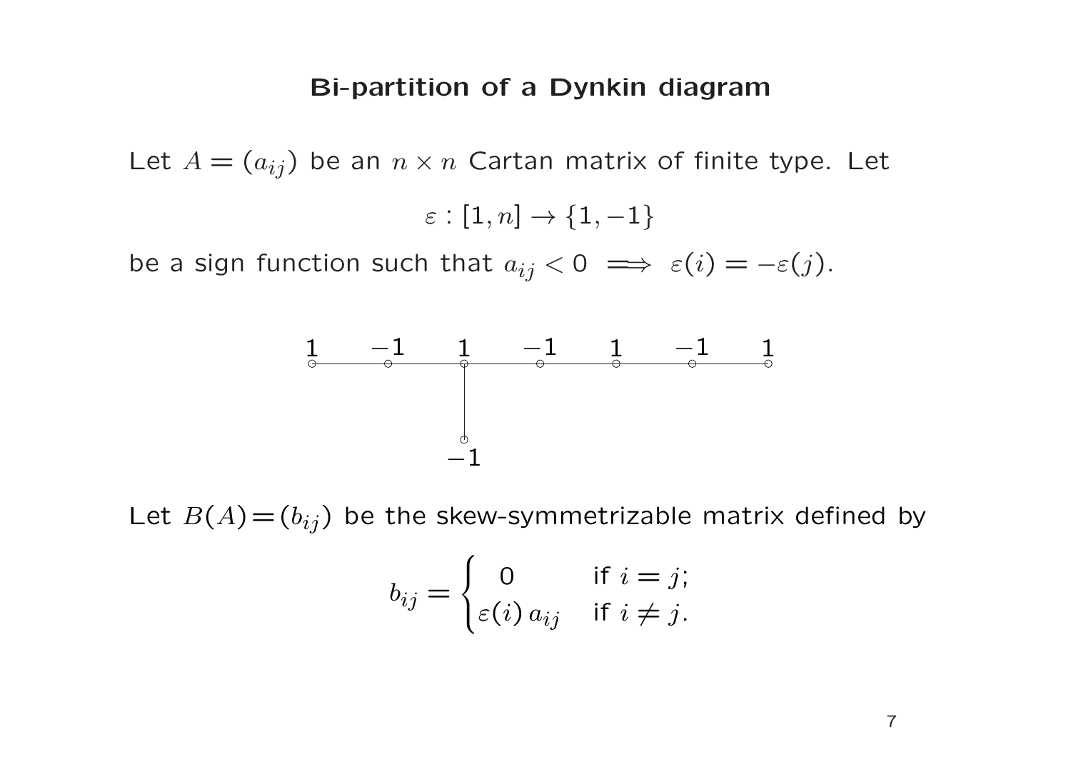# Bi-partition of a Dynkin diagram

Let $A = (a_{ij})$ be an $n \times n$ Cartan matrix of finite type. Let

$$\varepsilon : [1, n] \to \{1, -1\}$$

be a sign function such that $a_{ij} < 0 \implies \varepsilon(i) = -\varepsilon(j)$.

$1 \quad -1 \quad 1 \quad -1 \quad 1 \quad -1 \quad 1$

$-1$

Let $B(A) = (b_{ij})$ be the skew-symmetrizable matrix defined by

$$b_{ij} = \begin{cases} 0 & \text{if } i = j; \\ \varepsilon(i)\, a_{ij} & \text{if } i \neq j. \end{cases}$$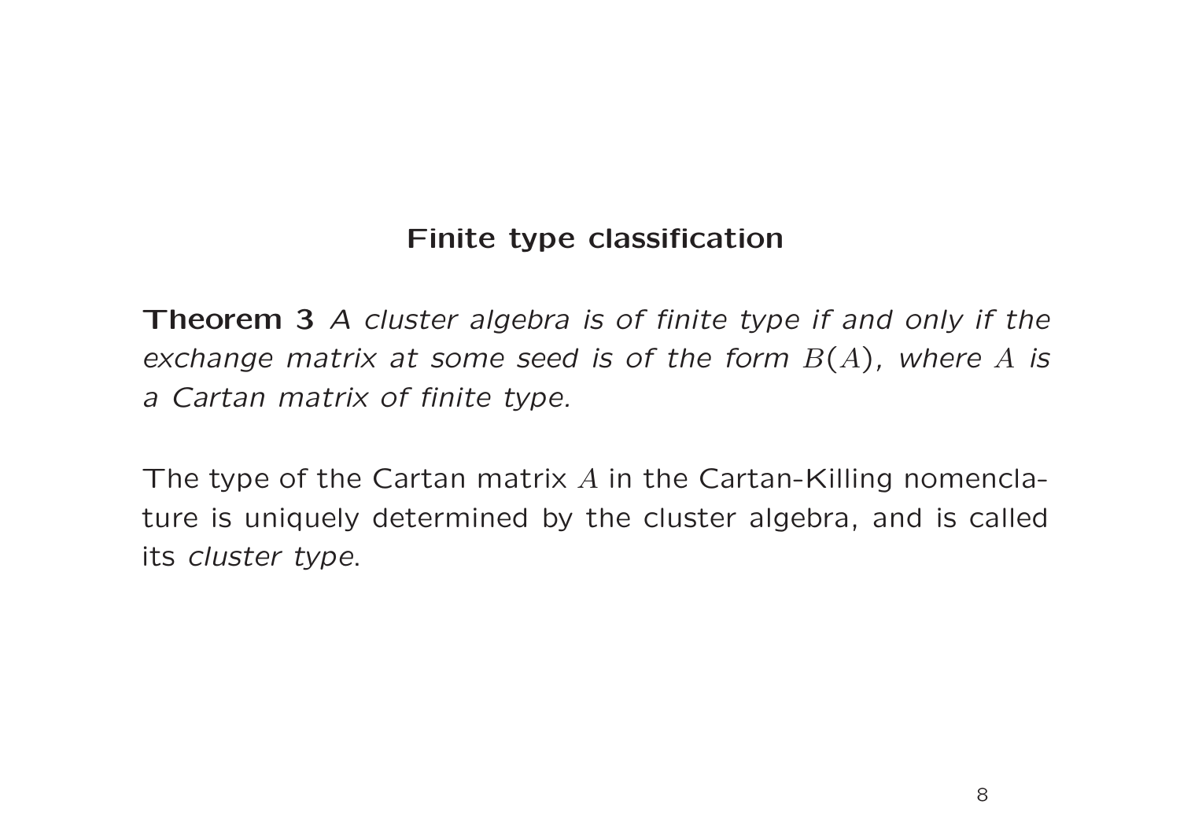## Finite type classification

**Theorem 3** *A cluster algebra is of finite type if and only if the exchange matrix at some seed is of the form $B(A)$, where $A$ is a Cartan matrix of finite type.*

The type of the Cartan matrix $A$ in the Cartan-Killing nomenclature is uniquely determined by the cluster algebra, and is called its *cluster type*.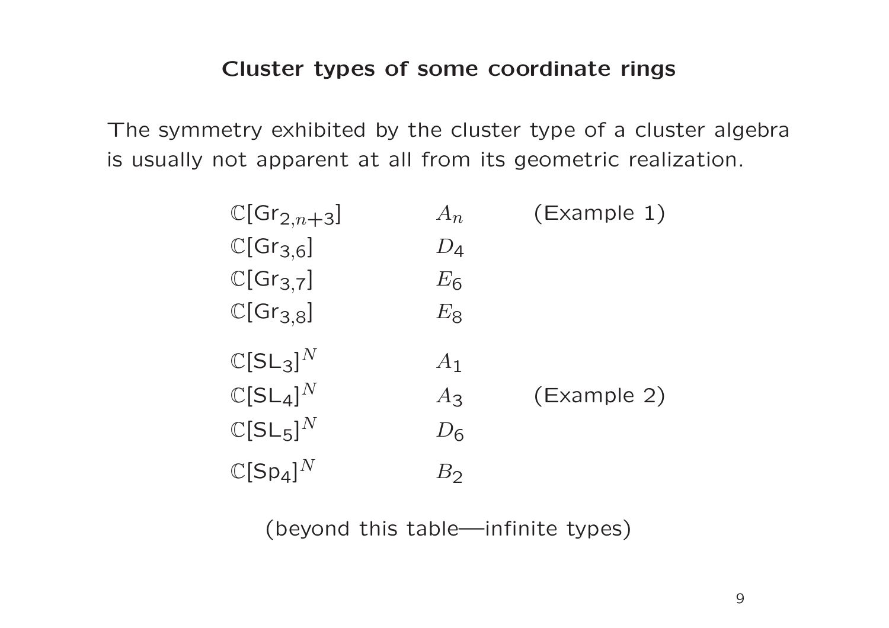## Cluster types of some coordinate rings

The symmetry exhibited by the cluster type of a cluster algebra is usually not apparent at all from its geometric realization.

| | | |
|---|---|---|
| $\mathbb{C}[\mathrm{Gr}_{2,n+3}]$ | $A_n$ | (Example 1) |
| $\mathbb{C}[\mathrm{Gr}_{3,6}]$ | $D_4$ | |
| $\mathbb{C}[\mathrm{Gr}_{3,7}]$ | $E_6$ | |
| $\mathbb{C}[\mathrm{Gr}_{3,8}]$ | $E_8$ | |
| $\mathbb{C}[\mathrm{SL}_3]^N$ | $A_1$ | |
| $\mathbb{C}[\mathrm{SL}_4]^N$ | $A_3$ | (Example 2) |
| $\mathbb{C}[\mathrm{SL}_5]^N$ | $D_6$ | |
| $\mathbb{C}[\mathrm{Sp}_4]^N$ | $B_2$ | |

(beyond this table—infinite types)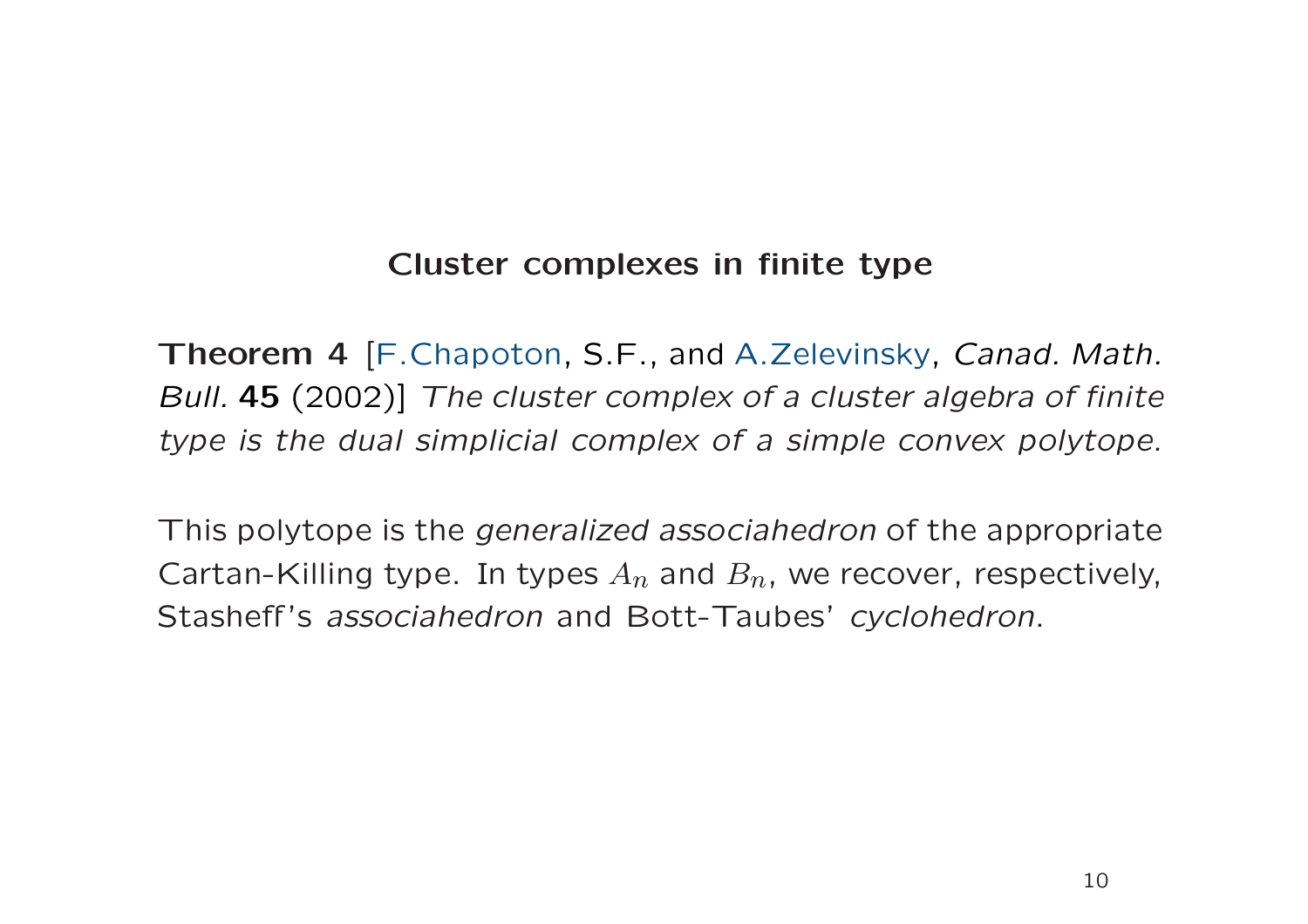## Cluster complexes in finite type

**Theorem 4** [F.Chapoton, S.F., and A.Zelevinsky, *Canad. Math. Bull.* **45** (2002)] *The cluster complex of a cluster algebra of finite type is the dual simplicial complex of a simple convex polytope.*

This polytope is the *generalized associahedron* of the appropriate Cartan-Killing type. In types $A_n$ and $B_n$, we recover, respectively, Stasheff's *associahedron* and Bott-Taubes' *cyclohedron*.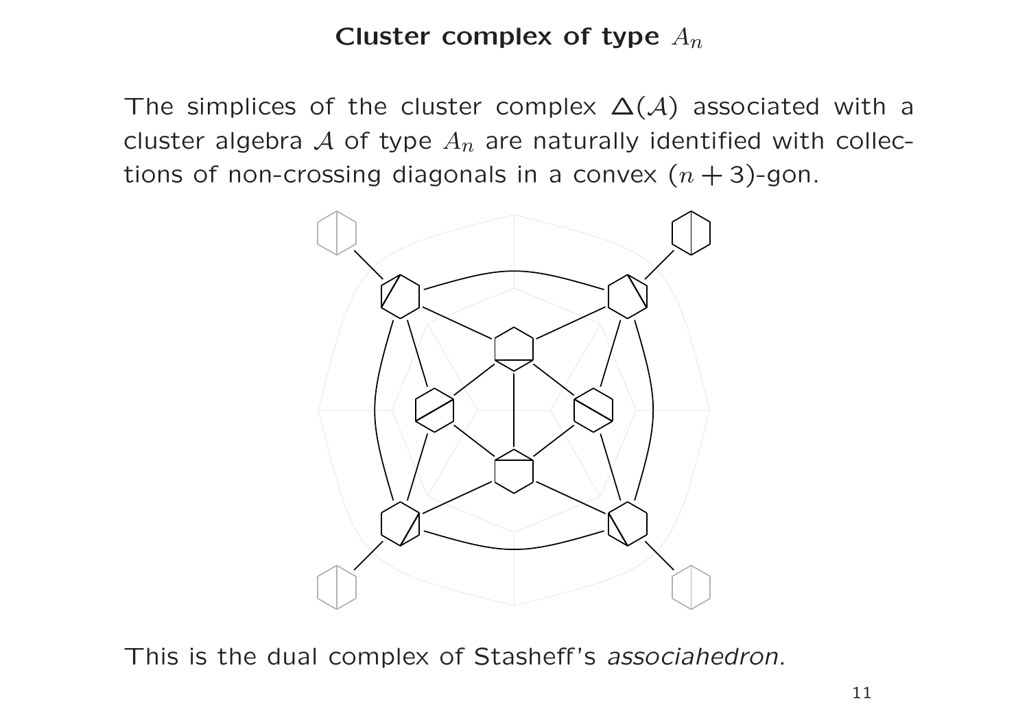# Cluster complex of type $A_n$

The simplices of the cluster complex $\Delta(\mathcal{A})$ associated with a cluster algebra $\mathcal{A}$ of type $A_n$ are naturally identified with collections of non-crossing diagonals in a convex $(n+3)$-gon.

This is the dual complex of Stasheff's *associahedron*.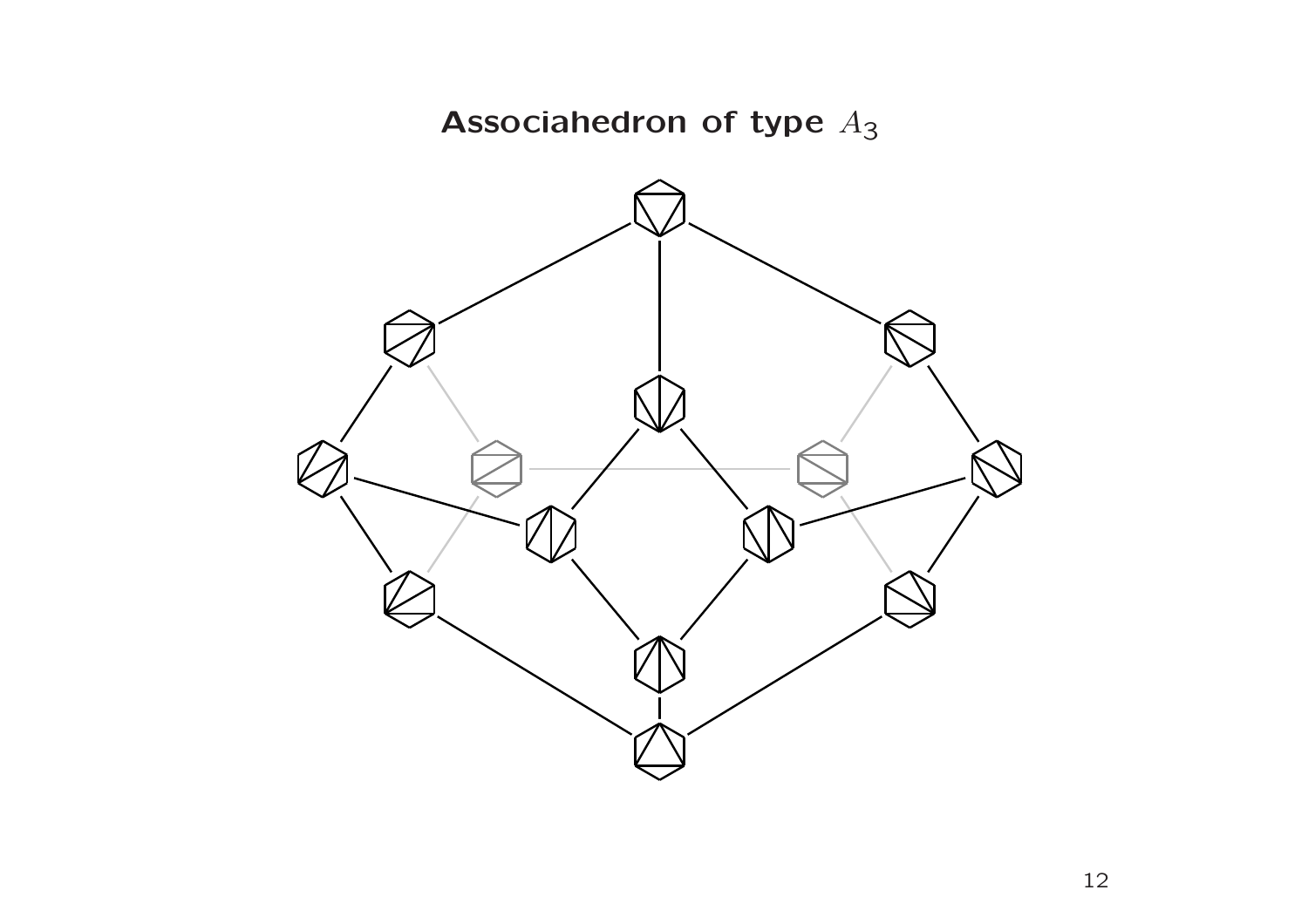# Associahedron of type $A_3$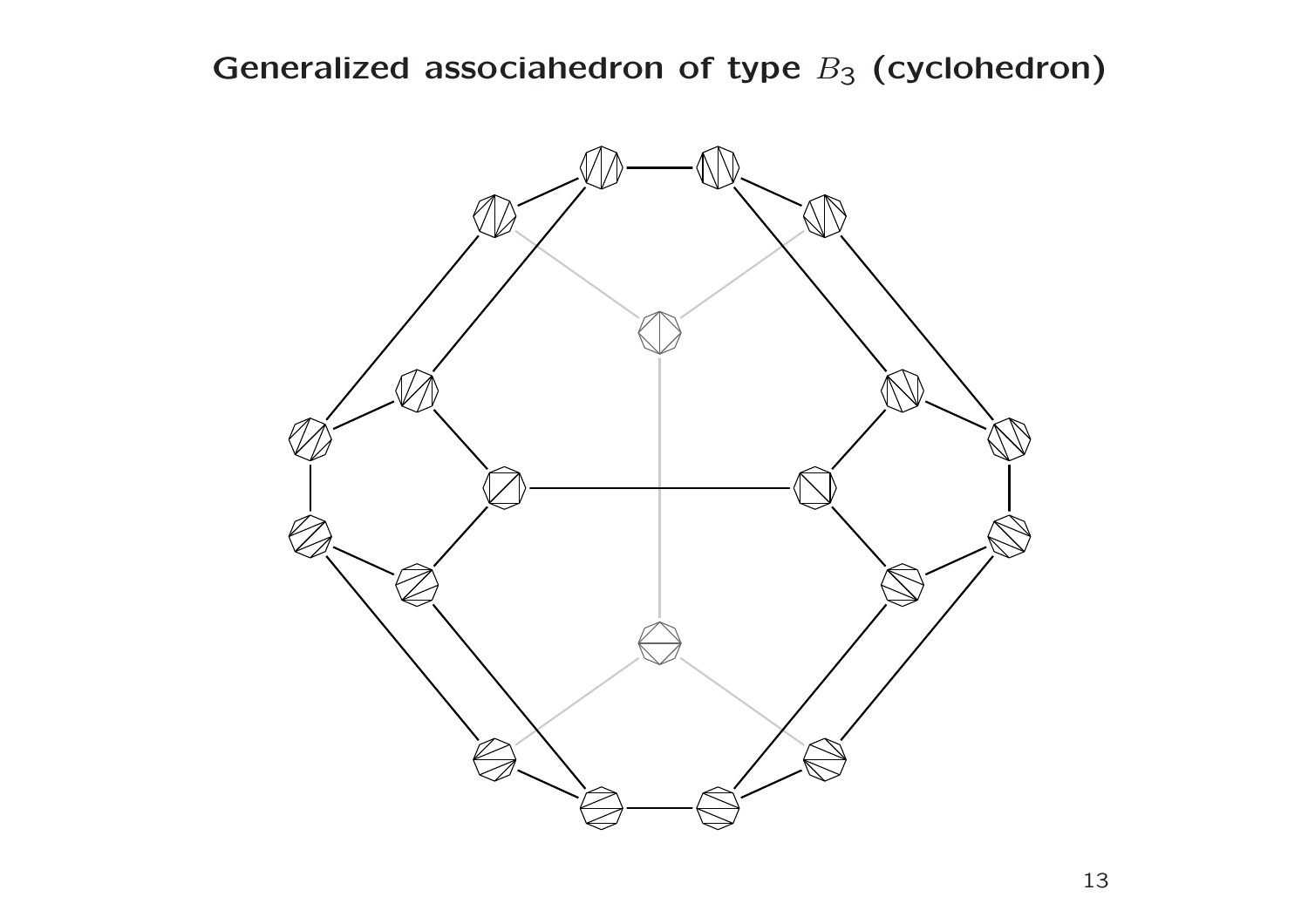# Generalized associahedron of type $B_3$ (cyclohedron)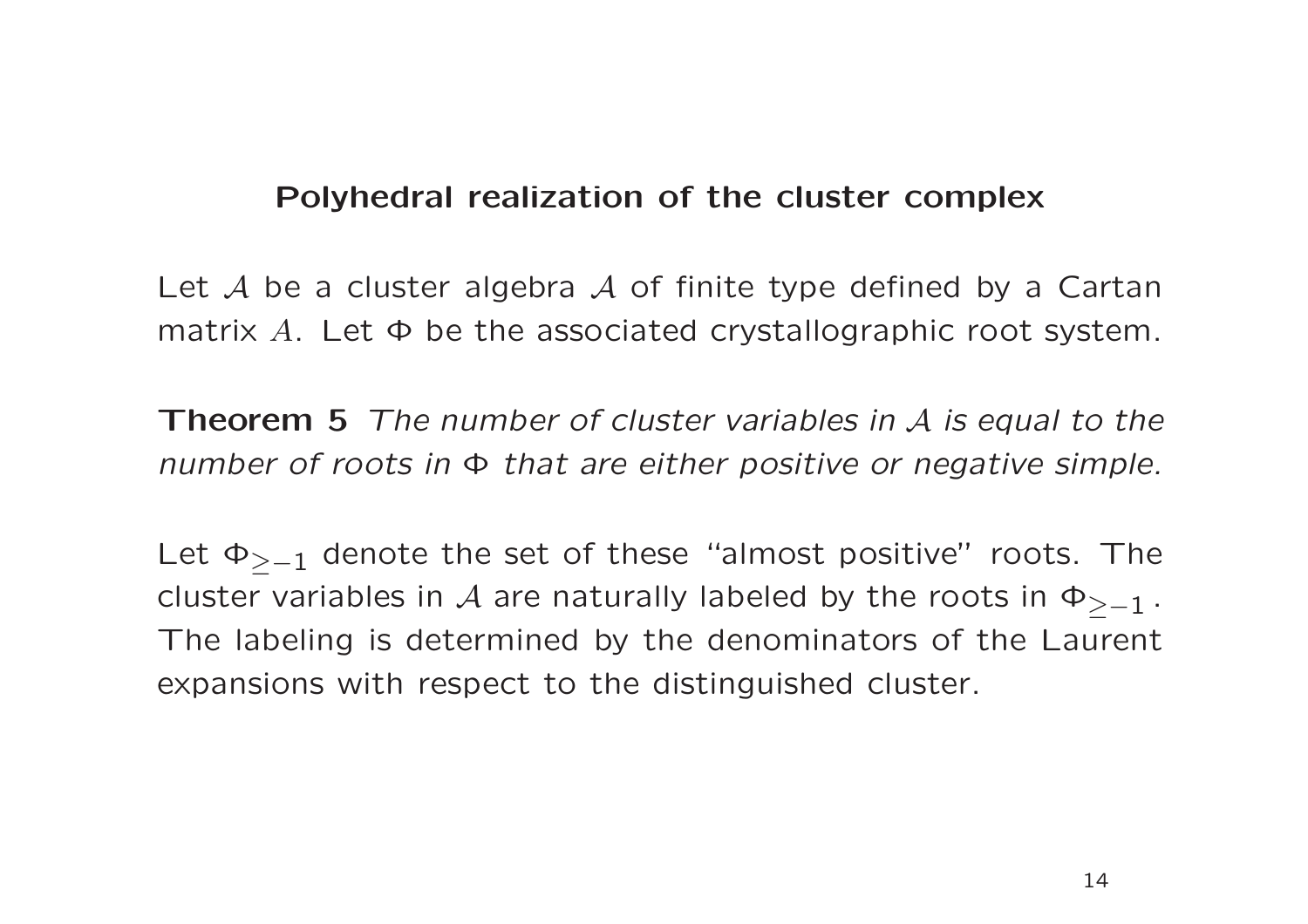## Polyhedral realization of the cluster complex

Let $\mathcal{A}$ be a cluster algebra $\mathcal{A}$ of finite type defined by a Cartan matrix $A$. Let $\Phi$ be the associated crystallographic root system.

**Theorem 5** *The number of cluster variables in $\mathcal{A}$ is equal to the number of roots in $\Phi$ that are either positive or negative simple.*

Let $\Phi_{\geq -1}$ denote the set of these "almost positive" roots. The cluster variables in $\mathcal{A}$ are naturally labeled by the roots in $\Phi_{\geq -1}$. The labeling is determined by the denominators of the Laurent expansions with respect to the distinguished cluster.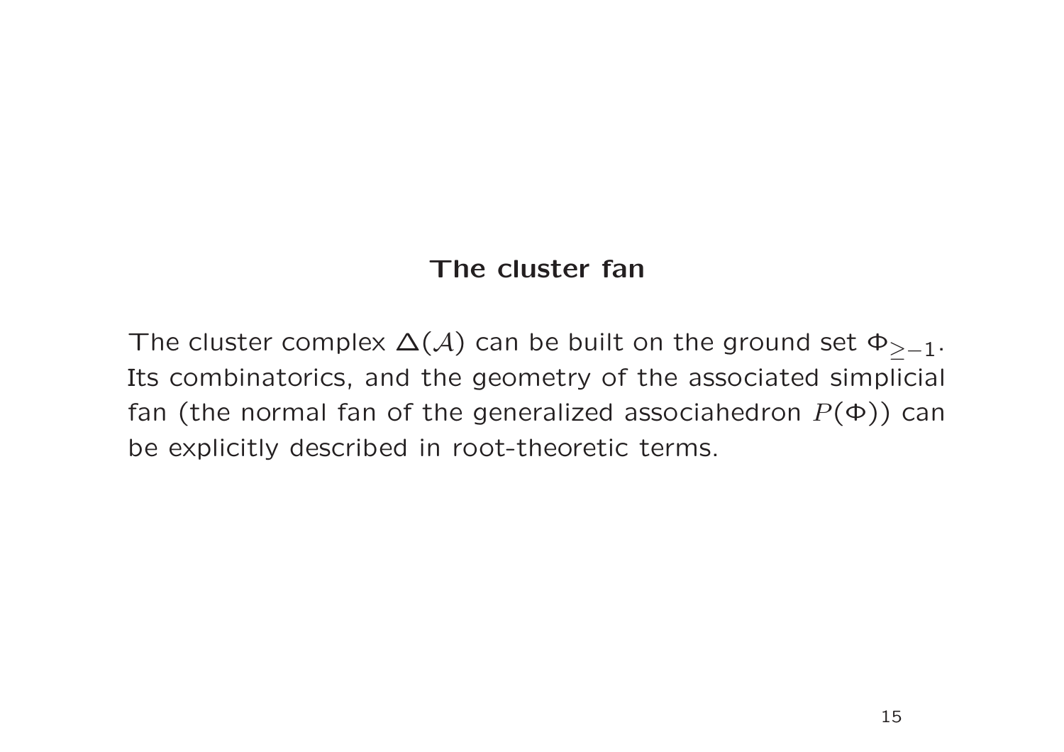## The cluster fan

The cluster complex $\Delta(\mathcal{A})$ can be built on the ground set $\Phi_{\geq -1}$. Its combinatorics, and the geometry of the associated simplicial fan (the normal fan of the generalized associahedron $P(\Phi)$) can be explicitly described in root-theoretic terms.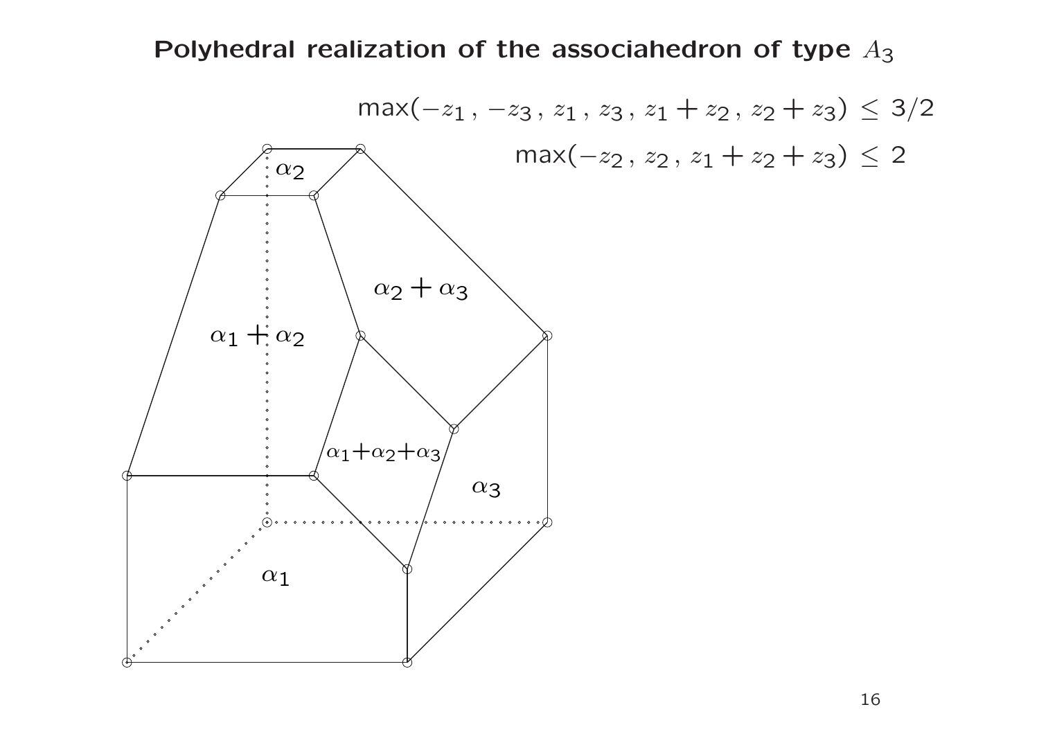## Polyhedral realization of the associahedron of type $A_3$

$$\max(-z_1\,,\,-z_3\,,\,z_1\,,\,z_3\,,\,z_1+z_2\,,\,z_2+z_3)\ \le\ 3/2$$

$$\max(-z_2\,,\,z_2\,,\,z_1+z_2+z_3)\ \le\ 2$$

$\alpha_2$

$\alpha_2+\alpha_3$

$\alpha_1+\alpha_2$

$\alpha_1+\alpha_2+\alpha_3$

$\alpha_3$

$\alpha_1$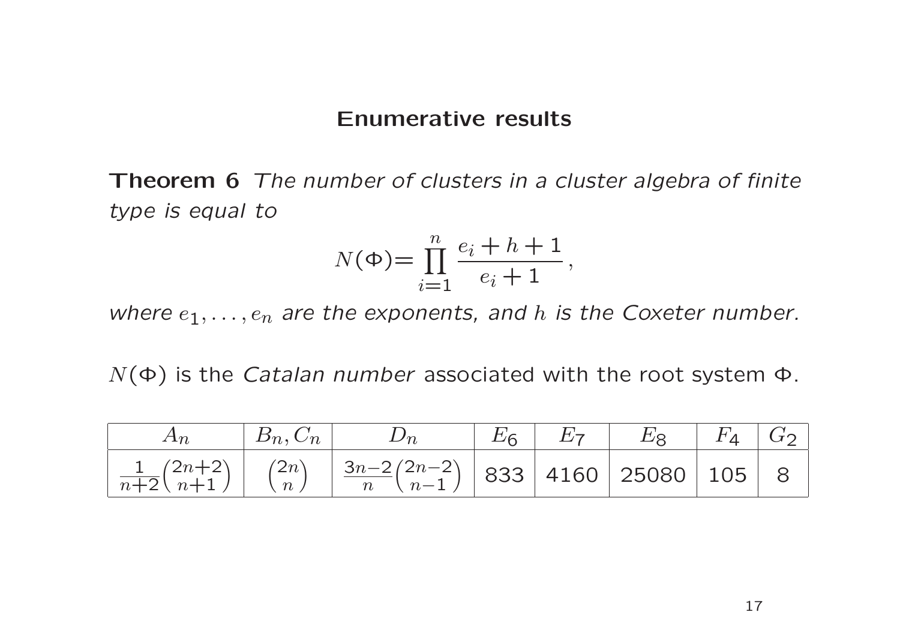## Enumerative results

**Theorem 6** *The number of clusters in a cluster algebra of finite type is equal to*

$$N(\Phi) = \prod_{i=1}^{n} \frac{e_i + h + 1}{e_i + 1},$$

*where $e_1, \ldots, e_n$ are the exponents, and $h$ is the Coxeter number.*

$N(\Phi)$ is the *Catalan number* associated with the root system $\Phi$.

| $A_n$ | $B_n, C_n$ | $D_n$ | $E_6$ | $E_7$ | $E_8$ | $F_4$ | $G_2$ |
|---|---|---|---|---|---|---|---|
| $\frac{1}{n+2}\binom{2n+2}{n+1}$ | $\binom{2n}{n}$ | $\frac{3n-2}{n}\binom{2n-2}{n-1}$ | 833 | 4160 | 25080 | 105 | 8 |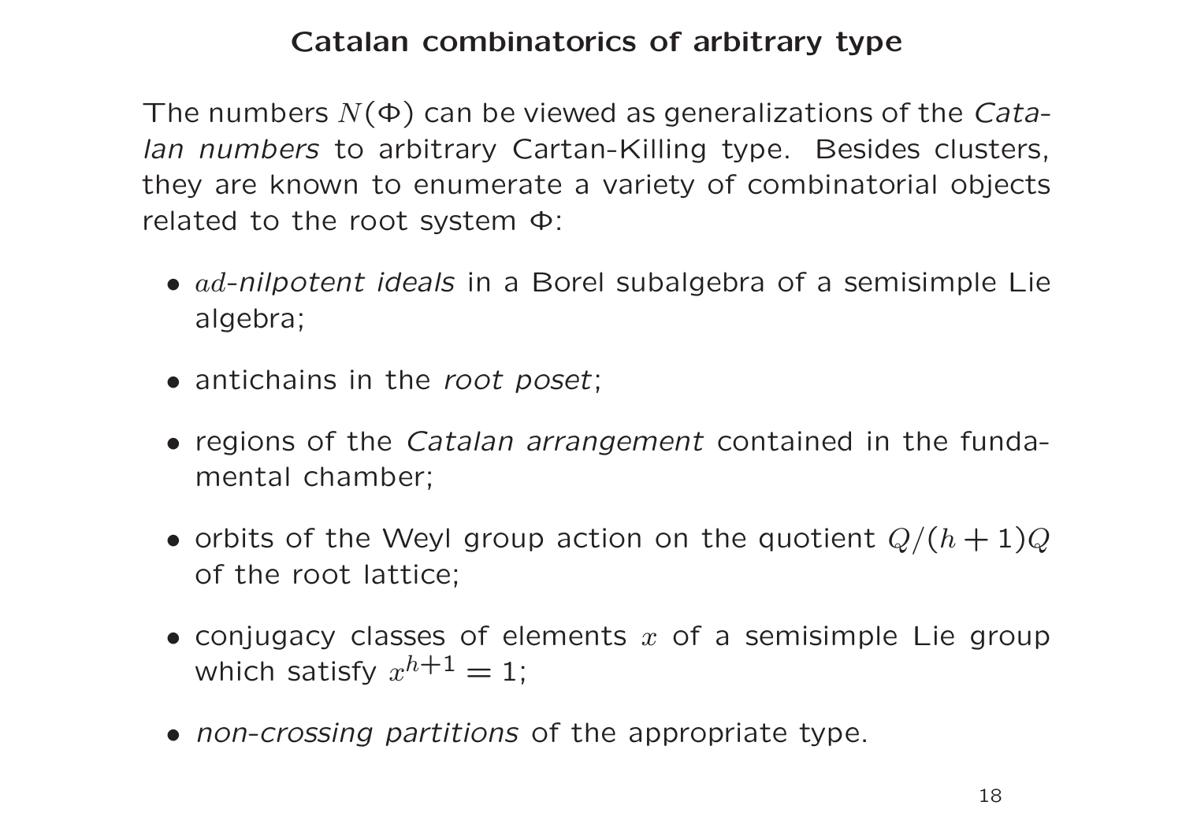# Catalan combinatorics of arbitrary type

The numbers $N(\Phi)$ can be viewed as generalizations of the *Catalan numbers* to arbitrary Cartan-Killing type. Besides clusters, they are known to enumerate a variety of combinatorial objects related to the root system $\Phi$:

- $ad$*-nilpotent ideals* in a Borel subalgebra of a semisimple Lie algebra;
- antichains in the *root poset*;
- regions of the *Catalan arrangement* contained in the fundamental chamber;
- orbits of the Weyl group action on the quotient $Q/(h+1)Q$ of the root lattice;
- conjugacy classes of elements $x$ of a semisimple Lie group which satisfy $x^{h+1} = 1$;
- *non-crossing partitions* of the appropriate type.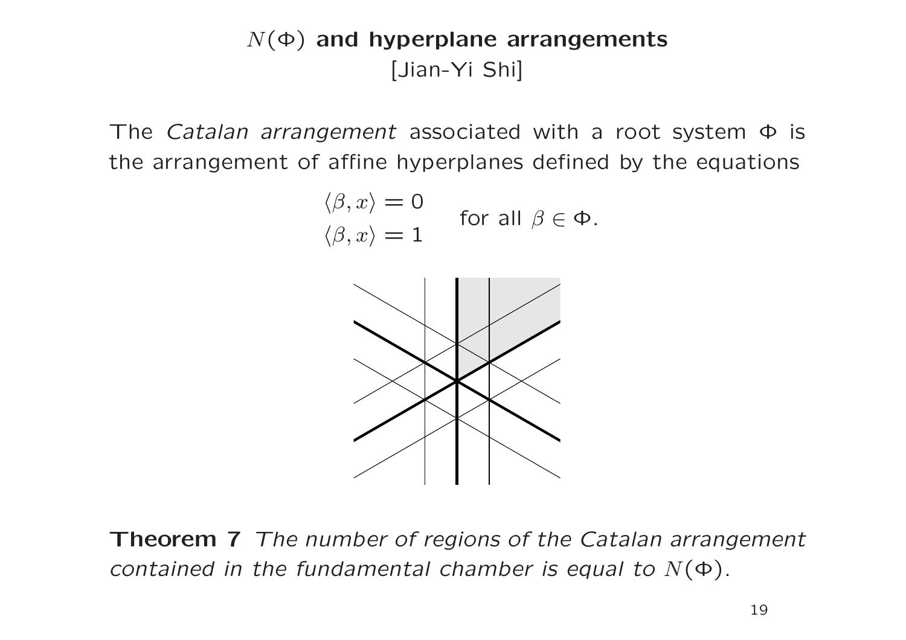# $N(\Phi)$ and hyperplane arrangements

[Jian-Yi Shi]

The *Catalan arrangement* associated with a root system $\Phi$ is the arrangement of affine hyperplanes defined by the equations

$$\begin{matrix} \langle \beta, x \rangle = 0 \\ \langle \beta, x \rangle = 1 \end{matrix} \quad \text{for all } \beta \in \Phi.$$

**Theorem 7** *The number of regions of the Catalan arrangement contained in the fundamental chamber is equal to $N(\Phi)$.*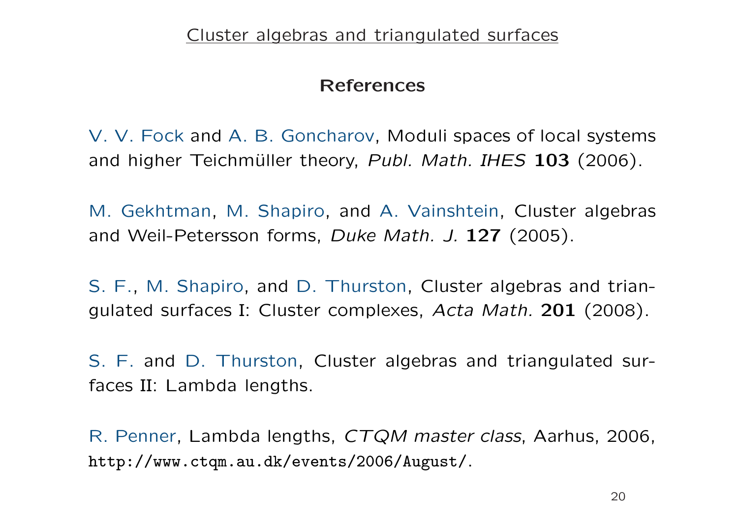## References

V. V. Fock and A. B. Goncharov, Moduli spaces of local systems and higher Teichmüller theory, *Publ. Math. IHES* **103** (2006).

M. Gekhtman, M. Shapiro, and A. Vainshtein, Cluster algebras and Weil-Petersson forms, *Duke Math. J.* **127** (2005).

S. F., M. Shapiro, and D. Thurston, Cluster algebras and triangulated surfaces I: Cluster complexes, *Acta Math.* **201** (2008).

S. F. and D. Thurston, Cluster algebras and triangulated surfaces II: Lambda lengths.

R. Penner, Lambda lengths, *CTQM master class*, Aarhus, 2006, `http://www.ctqm.au.dk/events/2006/August/`.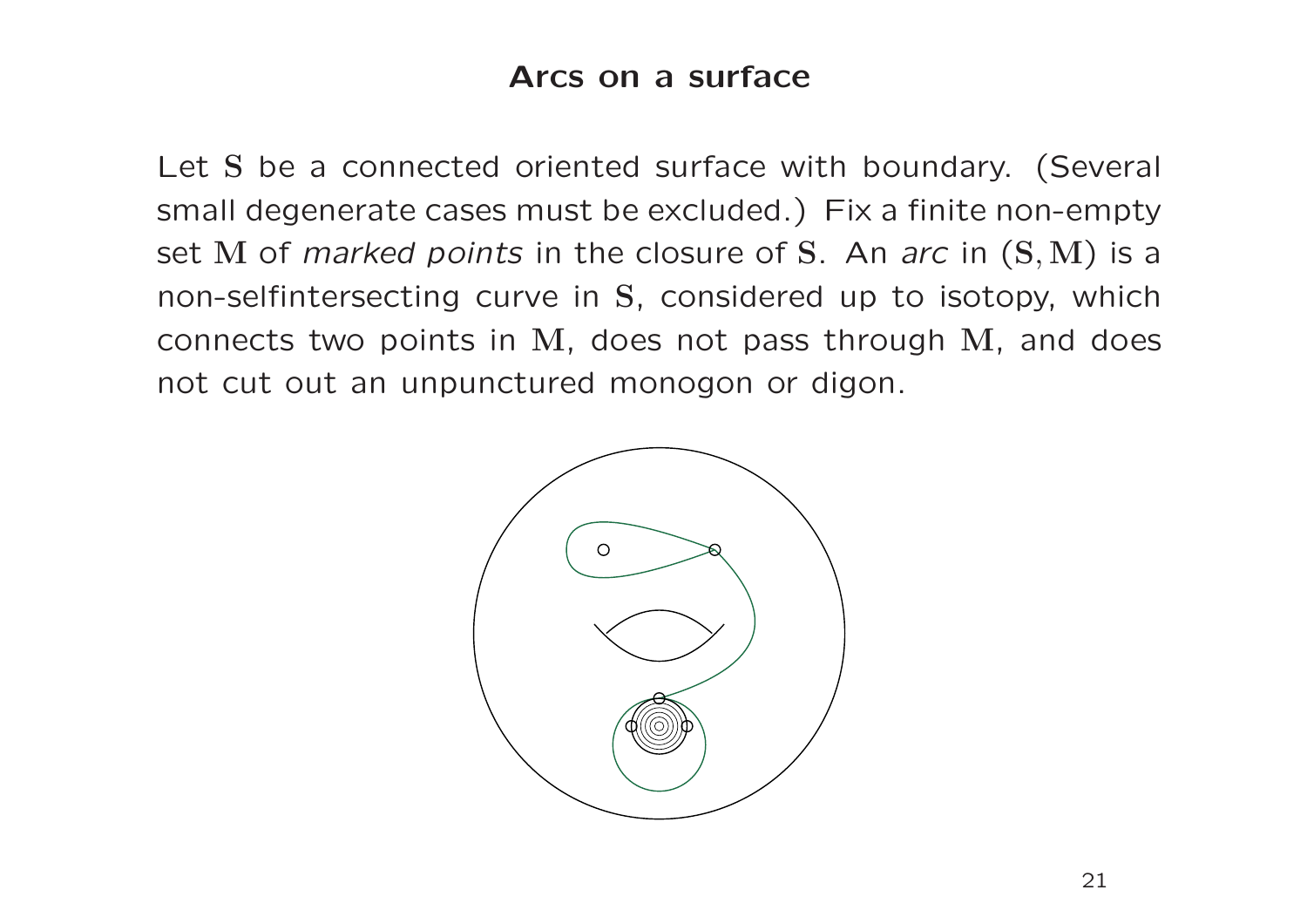# Arcs on a surface

Let $\mathbf{S}$ be a connected oriented surface with boundary. (Several small degenerate cases must be excluded.) Fix a finite non-empty set $\mathbf{M}$ of *marked points* in the closure of $\mathbf{S}$. An *arc* in $(\mathbf{S}, \mathbf{M})$ is a non-selfintersecting curve in $\mathbf{S}$, considered up to isotopy, which connects two points in $\mathbf{M}$, does not pass through $\mathbf{M}$, and does not cut out an unpunctured monogon or digon.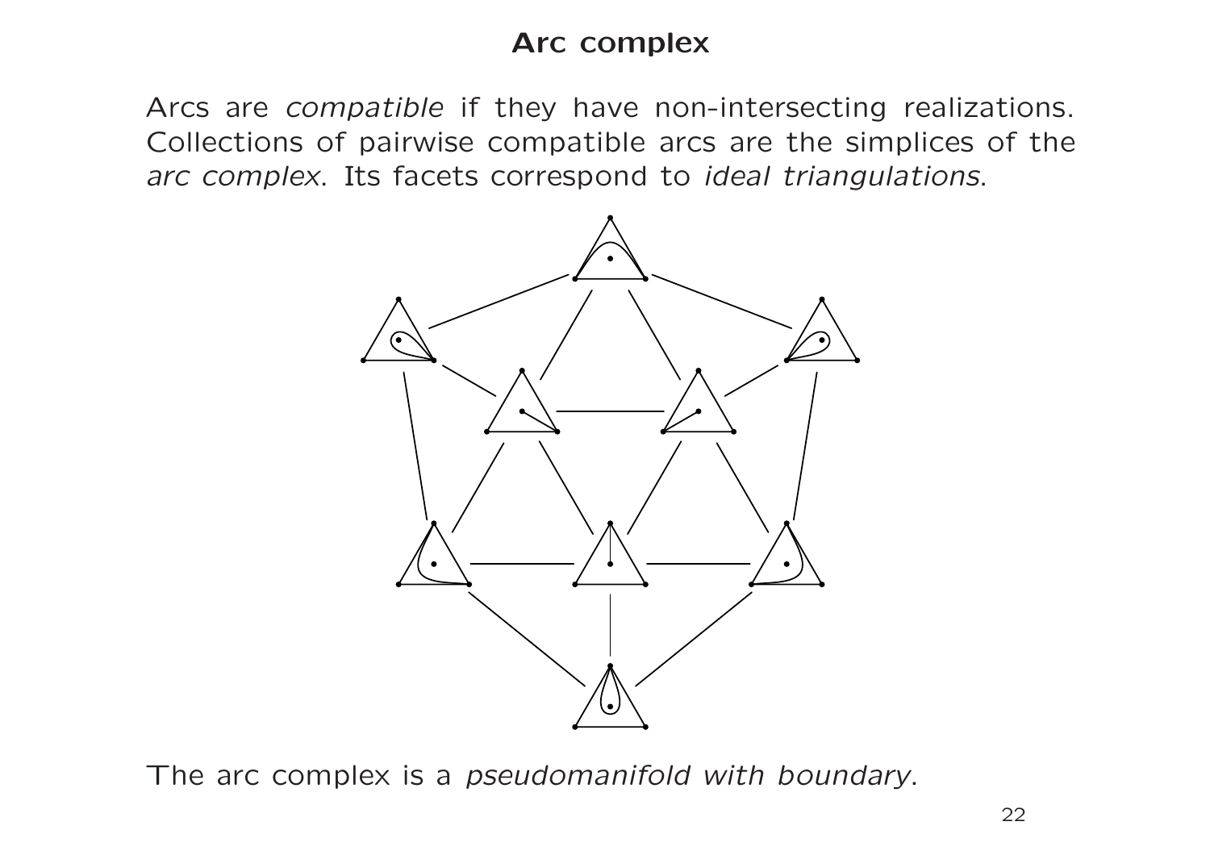# Arc complex

Arcs are *compatible* if they have non-intersecting realizations. Collections of pairwise compatible arcs are the simplices of the *arc complex*. Its facets correspond to *ideal triangulations*.

The arc complex is a *pseudomanifold with boundary*.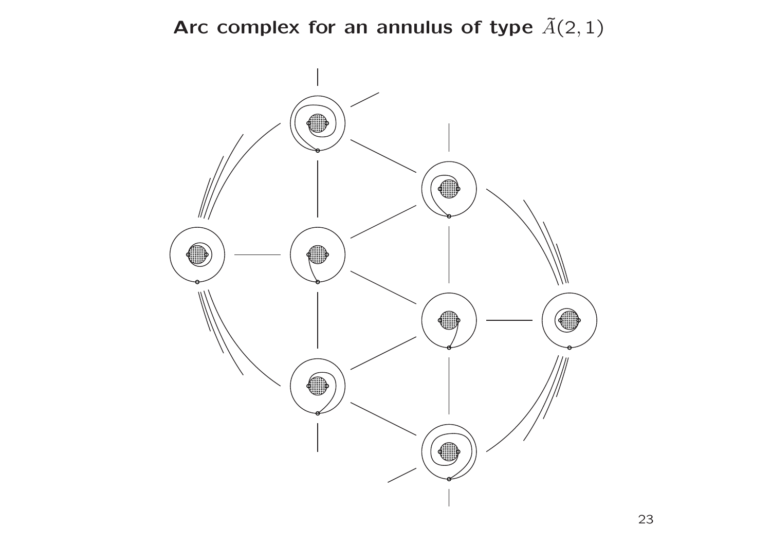# Arc complex for an annulus of type $\tilde{A}(2,1)$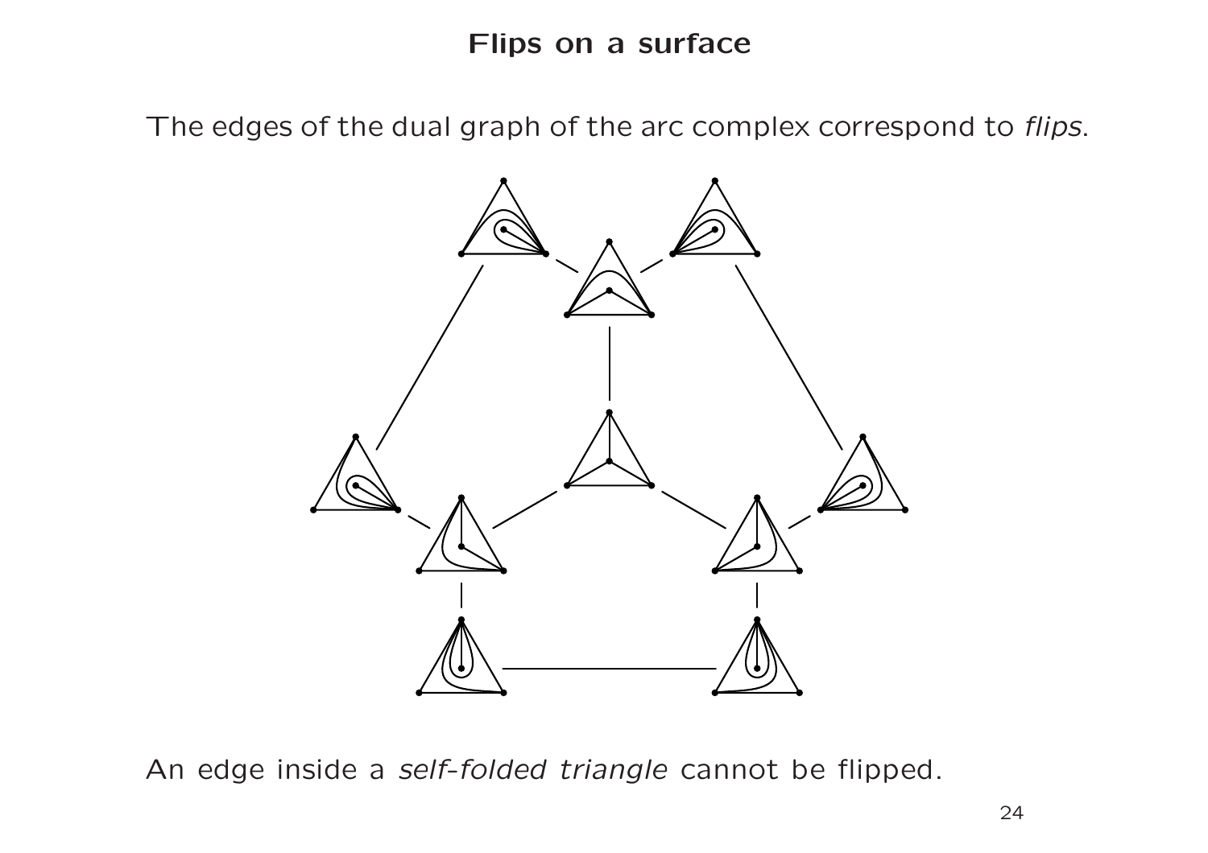# Flips on a surface

The edges of the dual graph of the arc complex correspond to *flips*.

An edge inside a *self-folded triangle* cannot be flipped.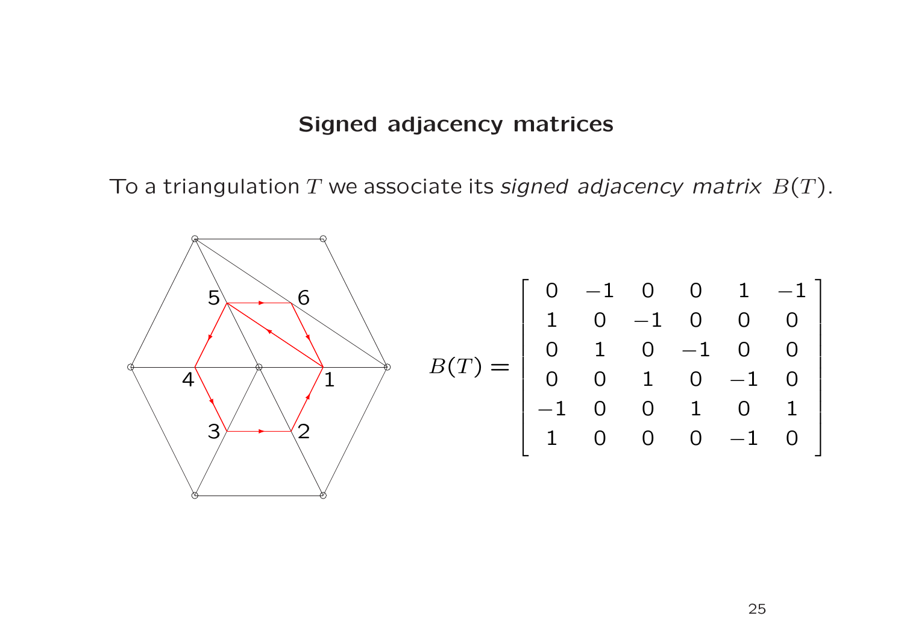## Signed adjacency matrices

To a triangulation $T$ we associate its *signed adjacency matrix* $B(T)$.

$$B(T) = \begin{bmatrix} 0 & -1 & 0 & 0 & 1 & -1 \\ 1 & 0 & -1 & 0 & 0 & 0 \\ 0 & 1 & 0 & -1 & 0 & 0 \\ 0 & 0 & 1 & 0 & -1 & 0 \\ -1 & 0 & 0 & 1 & 0 & 1 \\ 1 & 0 & 0 & 0 & -1 & 0 \end{bmatrix}$$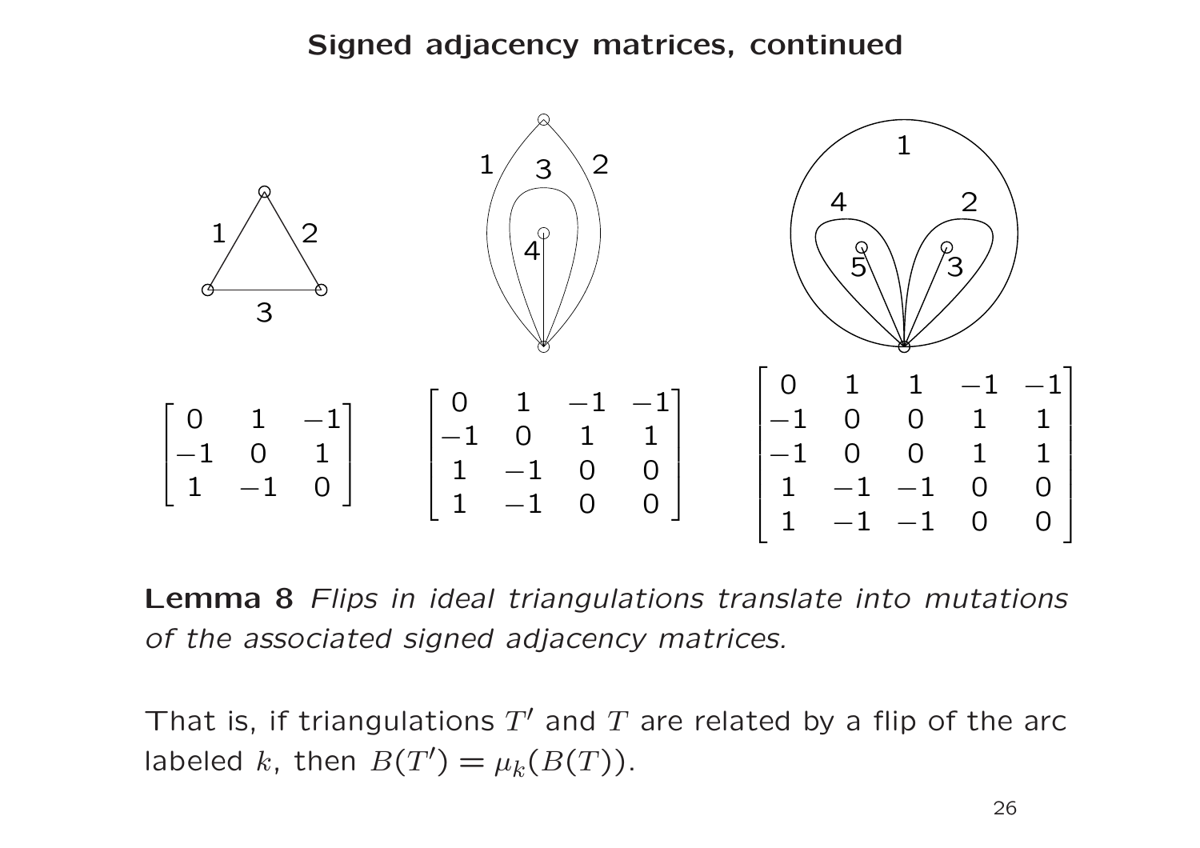# Signed adjacency matrices, continued

$$\begin{bmatrix} 0 & 1 & -1 \\ -1 & 0 & 1 \\ 1 & -1 & 0 \end{bmatrix} \qquad \begin{bmatrix} 0 & 1 & -1 & -1 \\ -1 & 0 & 1 & 1 \\ 1 & -1 & 0 & 0 \\ 1 & -1 & 0 & 0 \end{bmatrix} \qquad \begin{bmatrix} 0 & 1 & 1 & -1 & -1 \\ -1 & 0 & 0 & 1 & 1 \\ -1 & 0 & 0 & 1 & 1 \\ 1 & -1 & -1 & 0 & 0 \\ 1 & -1 & -1 & 0 & 0 \end{bmatrix}$$

**Lemma 8** *Flips in ideal triangulations translate into mutations of the associated signed adjacency matrices.*

That is, if triangulations $T'$ and $T$ are related by a flip of the arc labeled $k$, then $B(T') = \mu_k(B(T))$.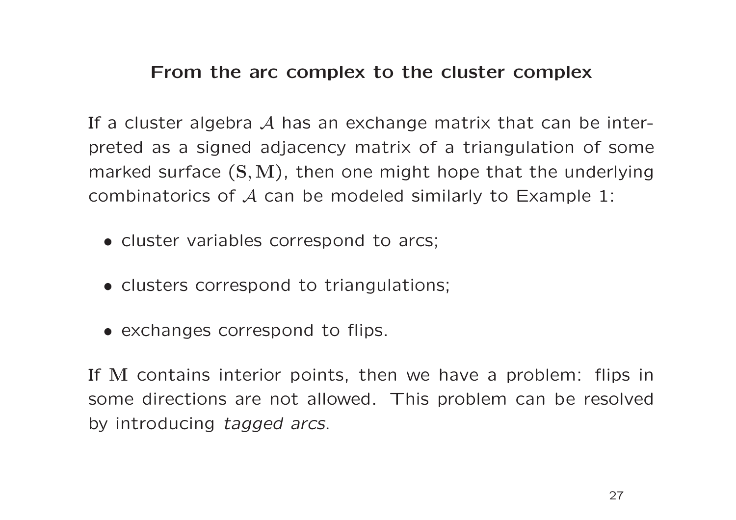## From the arc complex to the cluster complex

If a cluster algebra $\mathcal{A}$ has an exchange matrix that can be interpreted as a signed adjacency matrix of a triangulation of some marked surface $(\mathbf{S}, \mathbf{M})$, then one might hope that the underlying combinatorics of $\mathcal{A}$ can be modeled similarly to Example 1:

- cluster variables correspond to arcs;
- clusters correspond to triangulations;
- exchanges correspond to flips.

If $\mathbf{M}$ contains interior points, then we have a problem: flips in some directions are not allowed. This problem can be resolved by introducing *tagged arcs*.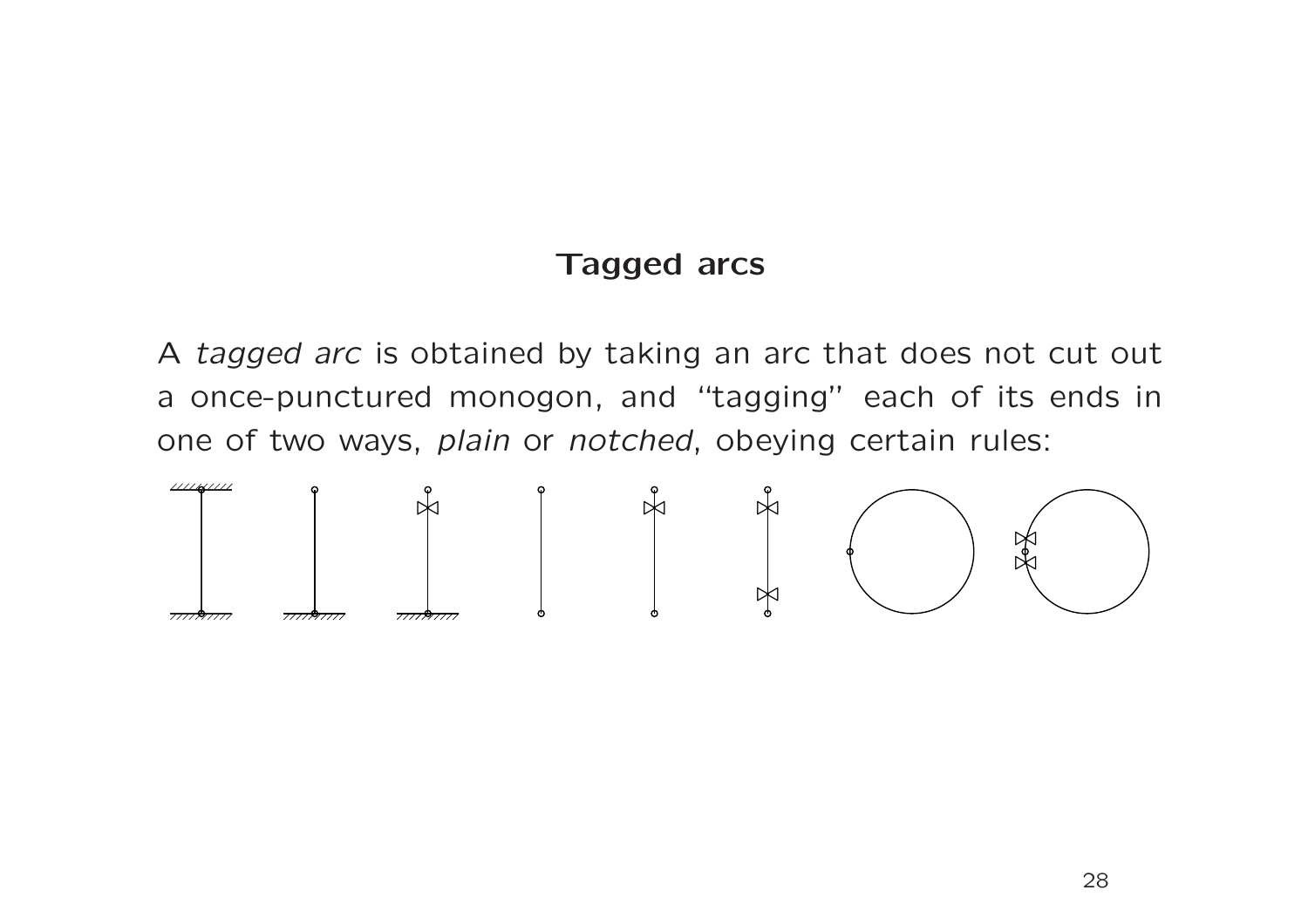## Tagged arcs

A *tagged arc* is obtained by taking an arc that does not cut out a once-punctured monogon, and "tagging" each of its ends in one of two ways, *plain* or *notched*, obeying certain rules: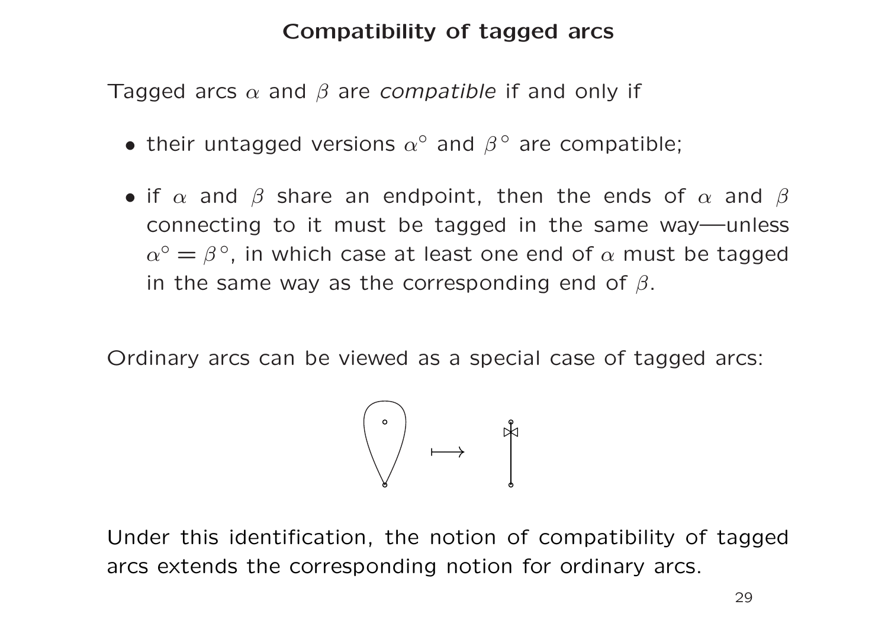# Compatibility of tagged arcs

Tagged arcs $\alpha$ and $\beta$ are *compatible* if and only if

- their untagged versions $\alpha^\circ$ and $\beta^\circ$ are compatible;
- if $\alpha$ and $\beta$ share an endpoint, then the ends of $\alpha$ and $\beta$ connecting to it must be tagged in the same way—unless $\alpha^\circ = \beta^\circ$, in which case at least one end of $\alpha$ must be tagged in the same way as the corresponding end of $\beta$.

Ordinary arcs can be viewed as a special case of tagged arcs:

Under this identification, the notion of compatibility of tagged arcs extends the corresponding notion for ordinary arcs.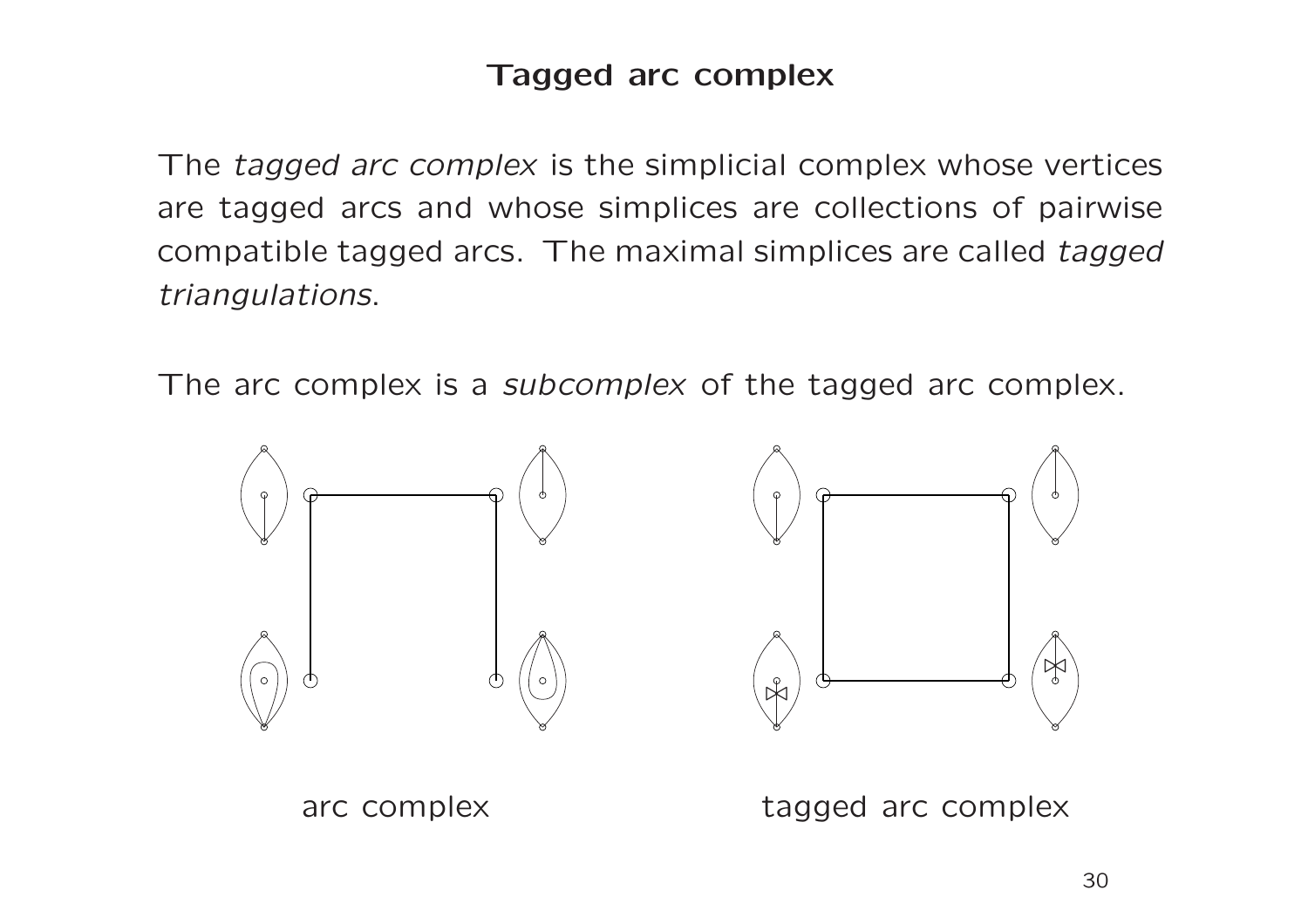# Tagged arc complex

The *tagged arc complex* is the simplicial complex whose vertices are tagged arcs and whose simplices are collections of pairwise compatible tagged arcs. The maximal simplices are called *tagged triangulations*.

The arc complex is a *subcomplex* of the tagged arc complex.

arc complex

tagged arc complex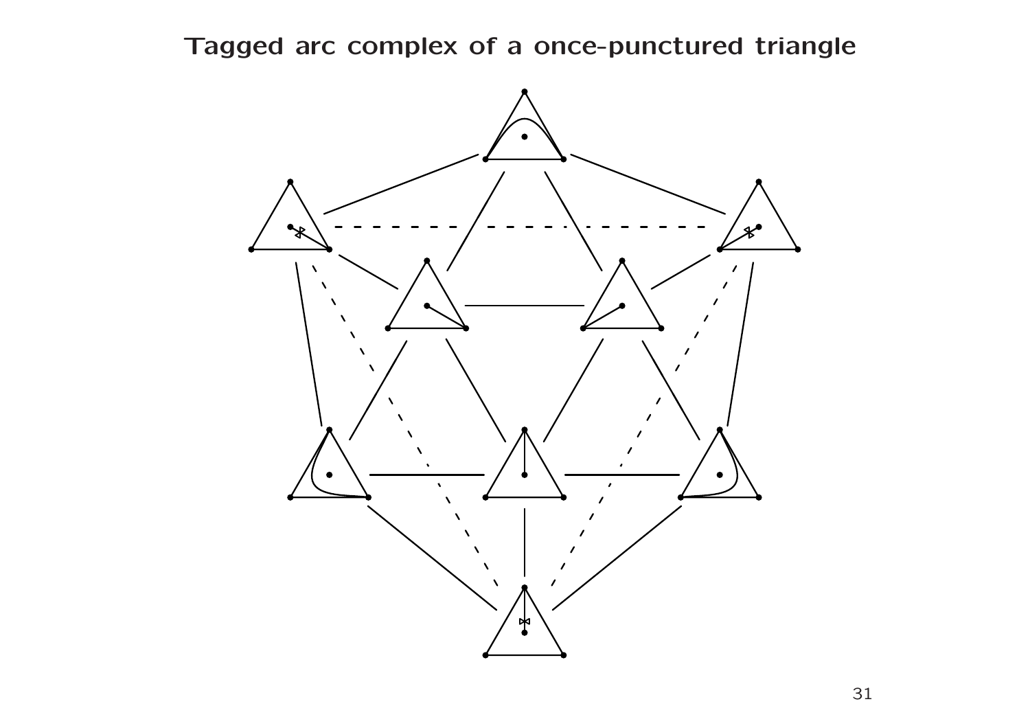# Tagged arc complex of a once-punctured triangle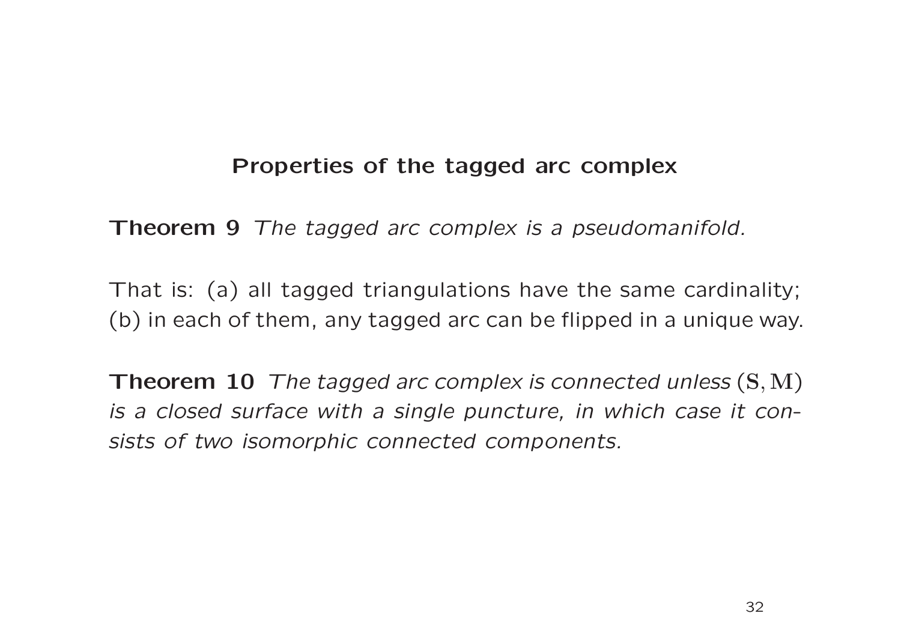## Properties of the tagged arc complex

**Theorem 9** *The tagged arc complex is a pseudomanifold.*

That is: (a) all tagged triangulations have the same cardinality; (b) in each of them, any tagged arc can be flipped in a unique way.

**Theorem 10** *The tagged arc complex is connected unless* $(\mathbf{S}, \mathbf{M})$ *is a closed surface with a single puncture, in which case it consists of two isomorphic connected components.*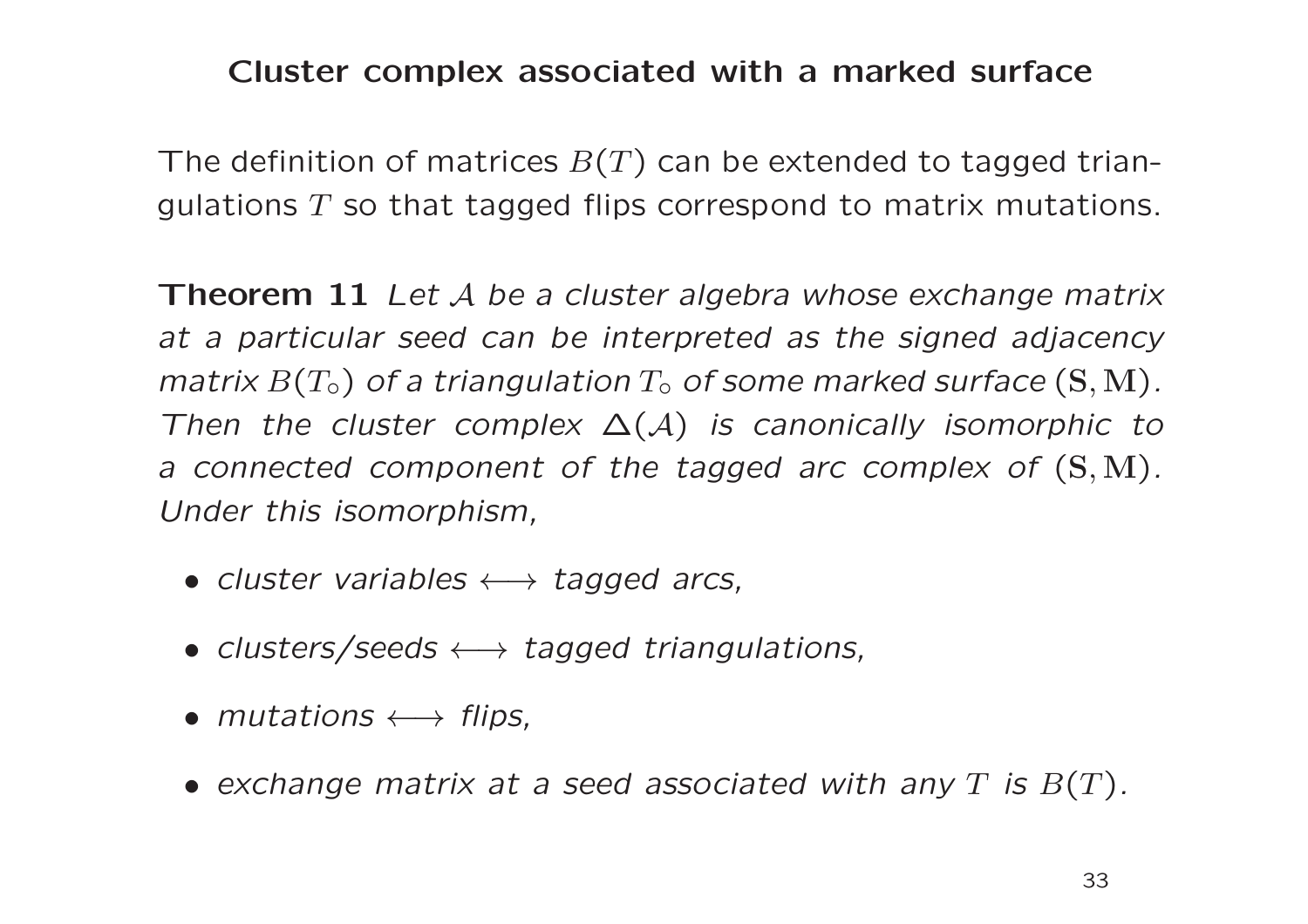## Cluster complex associated with a marked surface

The definition of matrices $B(T)$ can be extended to tagged triangulations $T$ so that tagged flips correspond to matrix mutations.

**Theorem 11** *Let $\mathcal{A}$ be a cluster algebra whose exchange matrix at a particular seed can be interpreted as the signed adjacency matrix $B(T_\circ)$ of a triangulation $T_\circ$ of some marked surface $(\mathbf{S}, \mathbf{M})$. Then the cluster complex $\Delta(\mathcal{A})$ is canonically isomorphic to a connected component of the tagged arc complex of $(\mathbf{S}, \mathbf{M})$. Under this isomorphism,*

- *cluster variables $\longleftrightarrow$ tagged arcs,*
- *clusters/seeds $\longleftrightarrow$ tagged triangulations,*
- *mutations $\longleftrightarrow$ flips,*
- *exchange matrix at a seed associated with any $T$ is $B(T)$.*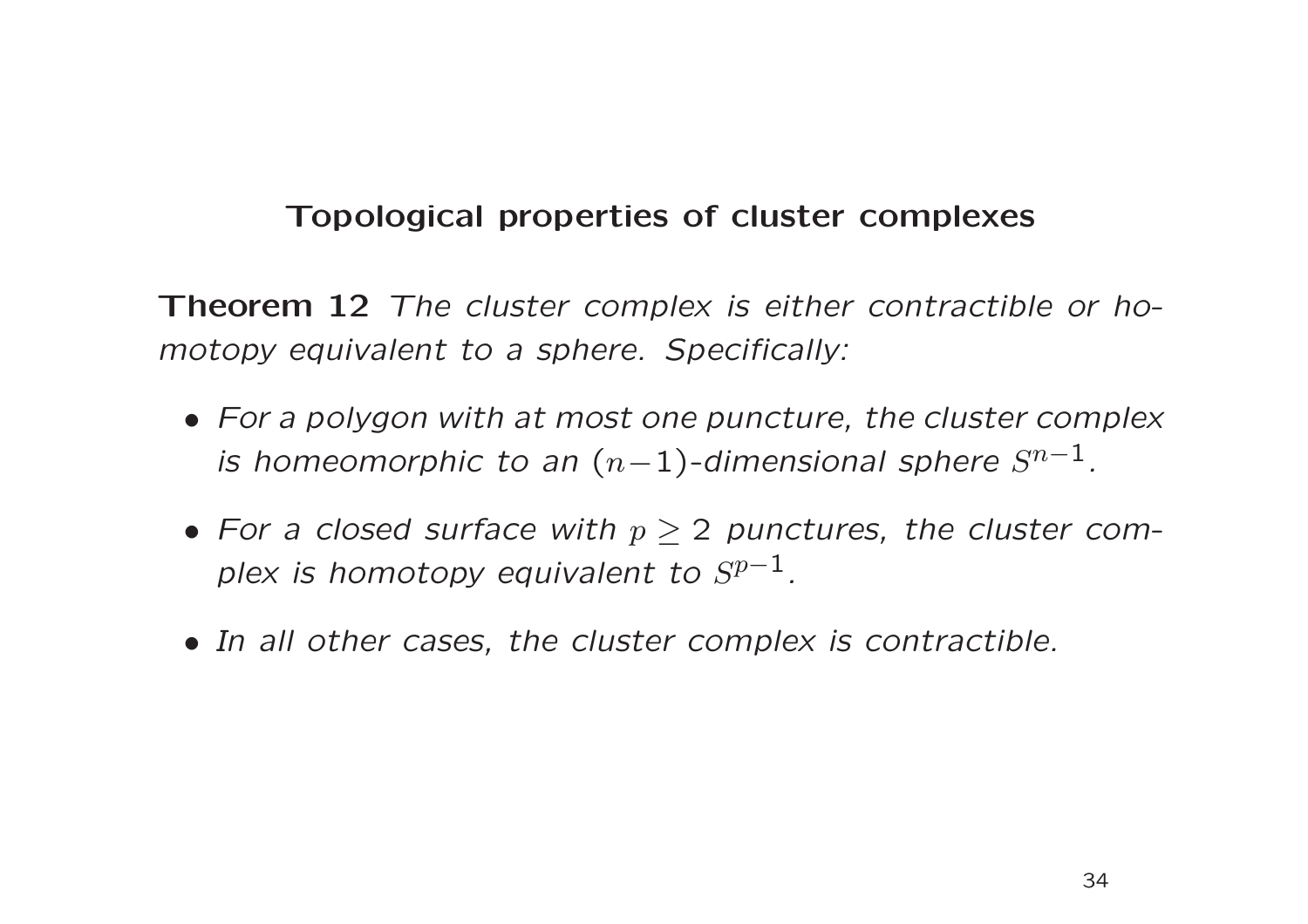## Topological properties of cluster complexes

**Theorem 12** *The cluster complex is either contractible or homotopy equivalent to a sphere. Specifically:*

- *For a polygon with at most one puncture, the cluster complex is homeomorphic to an $(n-1)$-dimensional sphere $S^{n-1}$.*
- *For a closed surface with $p \geq 2$ punctures, the cluster complex is homotopy equivalent to $S^{p-1}$.*
- *In all other cases, the cluster complex is contractible.*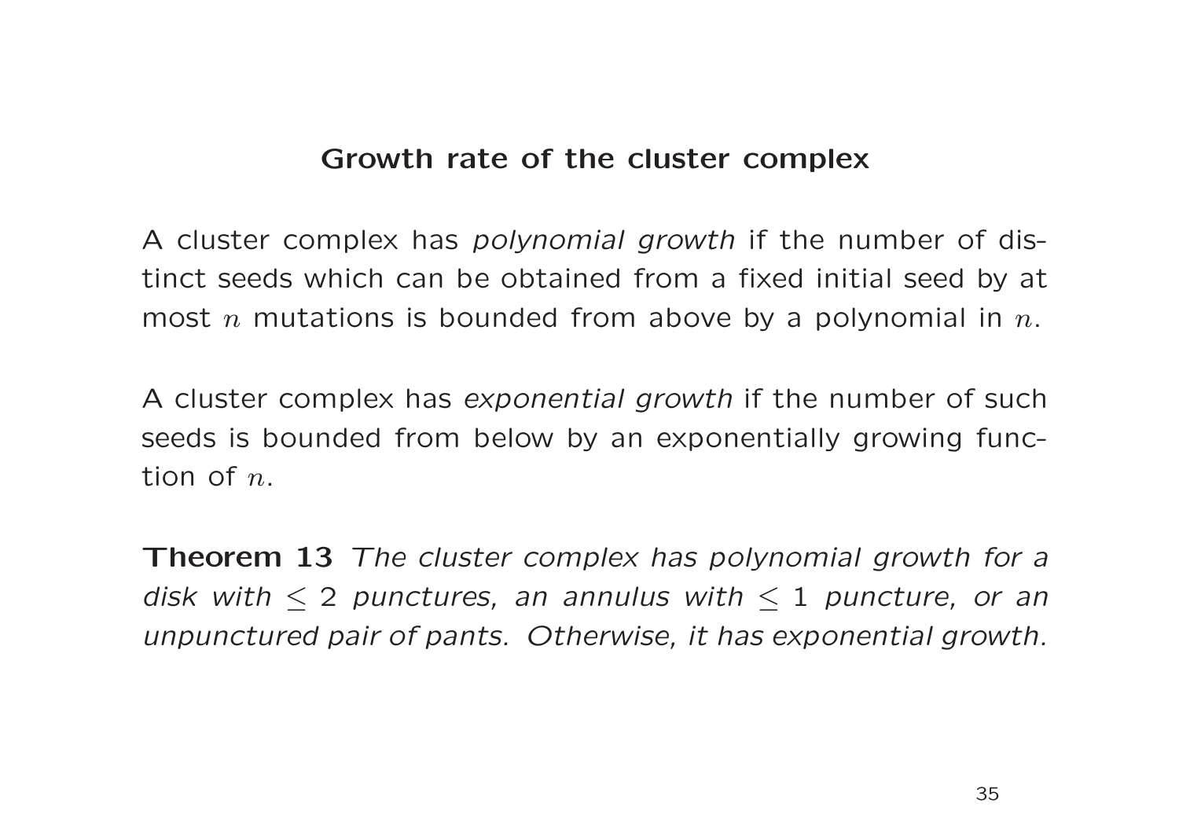## Growth rate of the cluster complex

A cluster complex has *polynomial growth* if the number of distinct seeds which can be obtained from a fixed initial seed by at most $n$ mutations is bounded from above by a polynomial in $n$.

A cluster complex has *exponential growth* if the number of such seeds is bounded from below by an exponentially growing function of $n$.

**Theorem 13** *The cluster complex has polynomial growth for a disk with* $\leq 2$ *punctures, an annulus with* $\leq 1$ *puncture, or an unpunctured pair of pants. Otherwise, it has exponential growth.*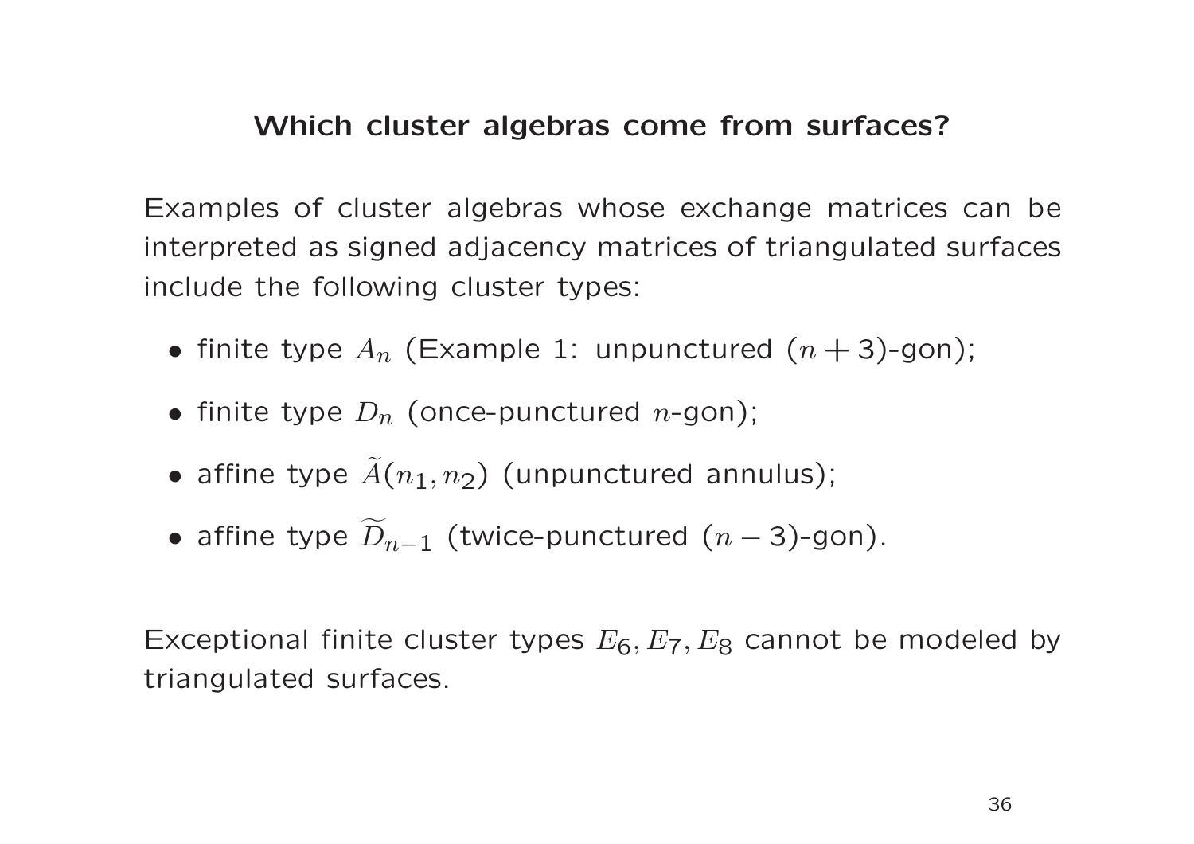## Which cluster algebras come from surfaces?

Examples of cluster algebras whose exchange matrices can be interpreted as signed adjacency matrices of triangulated surfaces include the following cluster types:

- finite type $A_n$ (Example 1: unpunctured $(n+3)$-gon);
- finite type $D_n$ (once-punctured $n$-gon);
- affine type $\widetilde{A}(n_1, n_2)$ (unpunctured annulus);
- affine type $\widetilde{D}_{n-1}$ (twice-punctured $(n-3)$-gon).

Exceptional finite cluster types $E_6, E_7, E_8$ cannot be modeled by triangulated surfaces.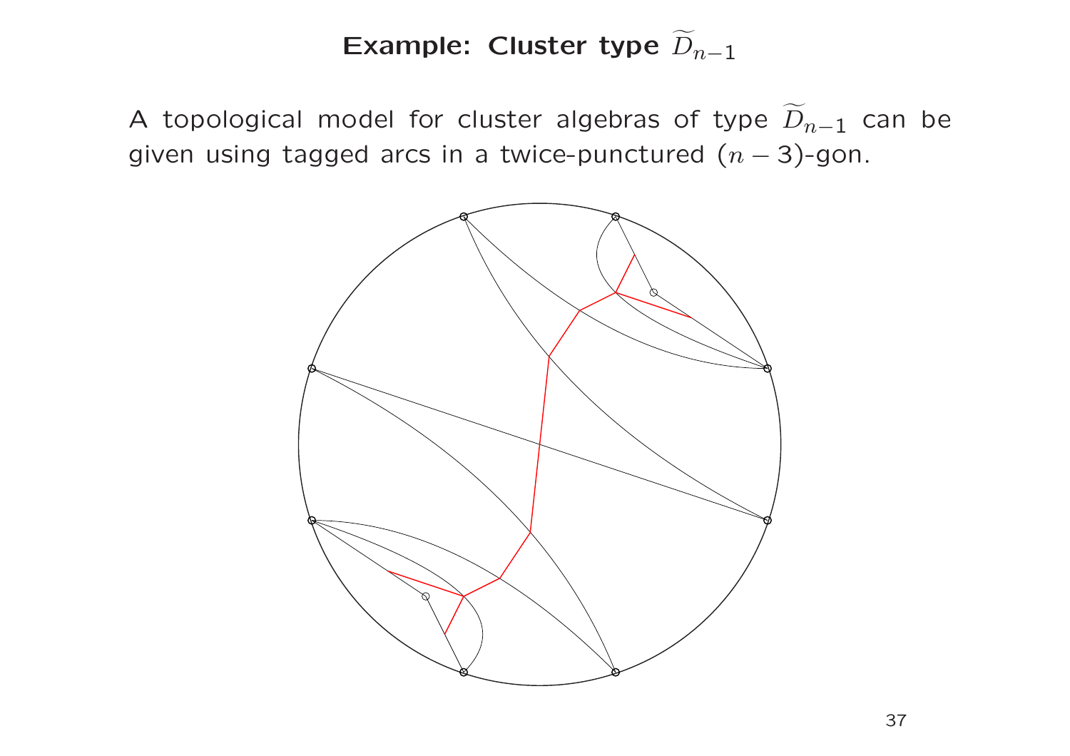# Example: Cluster type $\widetilde{D}_{n-1}$

A topological model for cluster algebras of type $\widetilde{D}_{n-1}$ can be given using tagged arcs in a twice-punctured $(n-3)$-gon.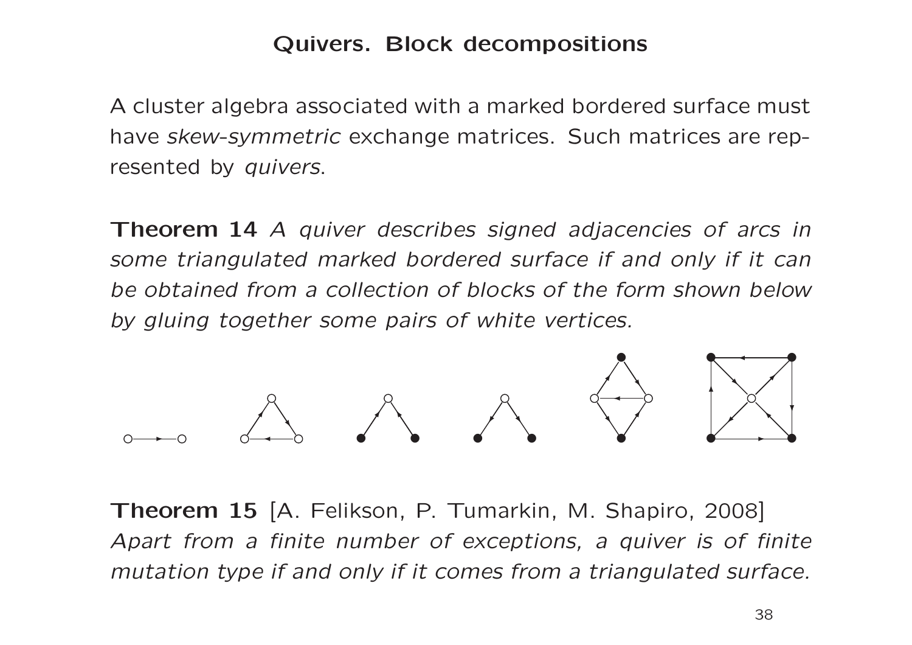## Quivers. Block decompositions

A cluster algebra associated with a marked bordered surface must have *skew-symmetric* exchange matrices. Such matrices are represented by *quivers*.

**Theorem 14** *A quiver describes signed adjacencies of arcs in some triangulated marked bordered surface if and only if it can be obtained from a collection of blocks of the form shown below by gluing together some pairs of white vertices.*

**Theorem 15** [A. Felikson, P. Tumarkin, M. Shapiro, 2008] *Apart from a finite number of exceptions, a quiver is of finite mutation type if and only if it comes from a triangulated surface.*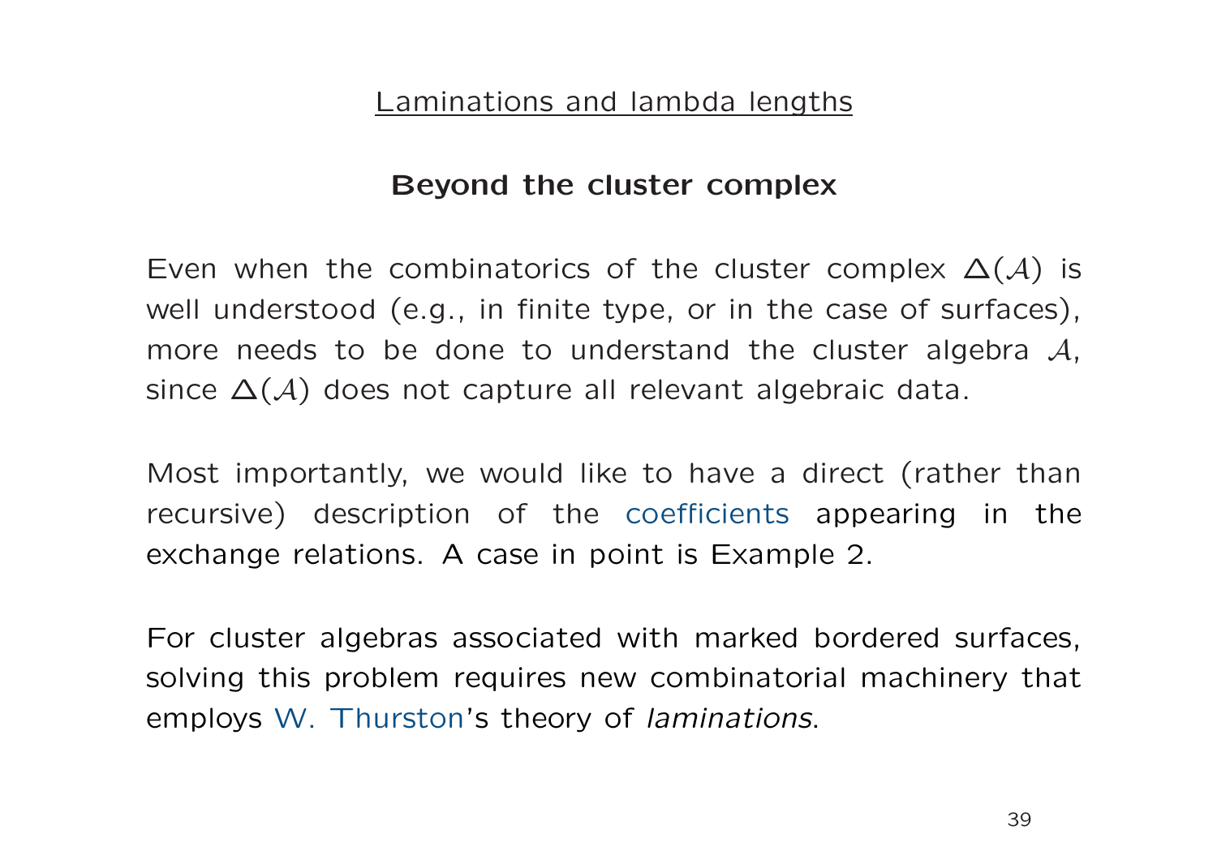Laminations and lambda lengths

## Beyond the cluster complex

Even when the combinatorics of the cluster complex $\Delta(\mathcal{A})$ is well understood (e.g., in finite type, or in the case of surfaces), more needs to be done to understand the cluster algebra $\mathcal{A}$, since $\Delta(\mathcal{A})$ does not capture all relevant algebraic data.

Most importantly, we would like to have a direct (rather than recursive) description of the coefficients appearing in the exchange relations. A case in point is Example 2.

For cluster algebras associated with marked bordered surfaces, solving this problem requires new combinatorial machinery that employs W. Thurston's theory of *laminations*.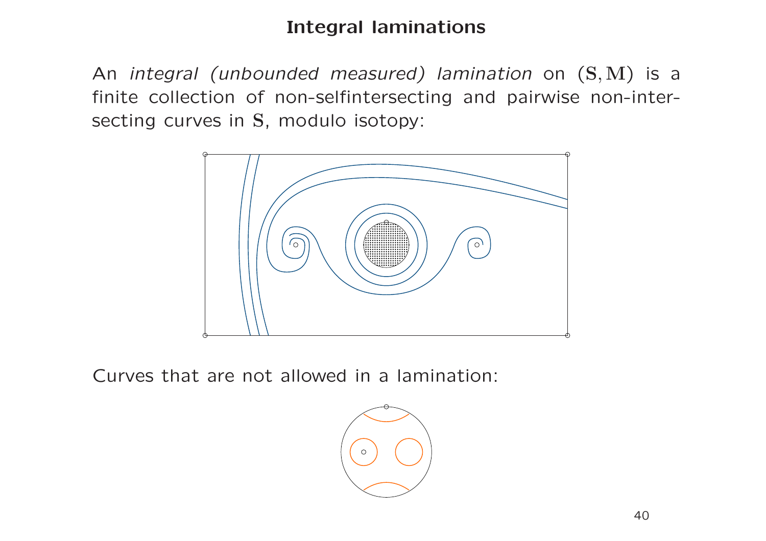# Integral laminations

An *integral (unbounded measured) lamination* on $(\mathbf{S}, \mathbf{M})$ is a finite collection of non-selfintersecting and pairwise non-intersecting curves in $\mathbf{S}$, modulo isotopy:

Curves that are not allowed in a lamination: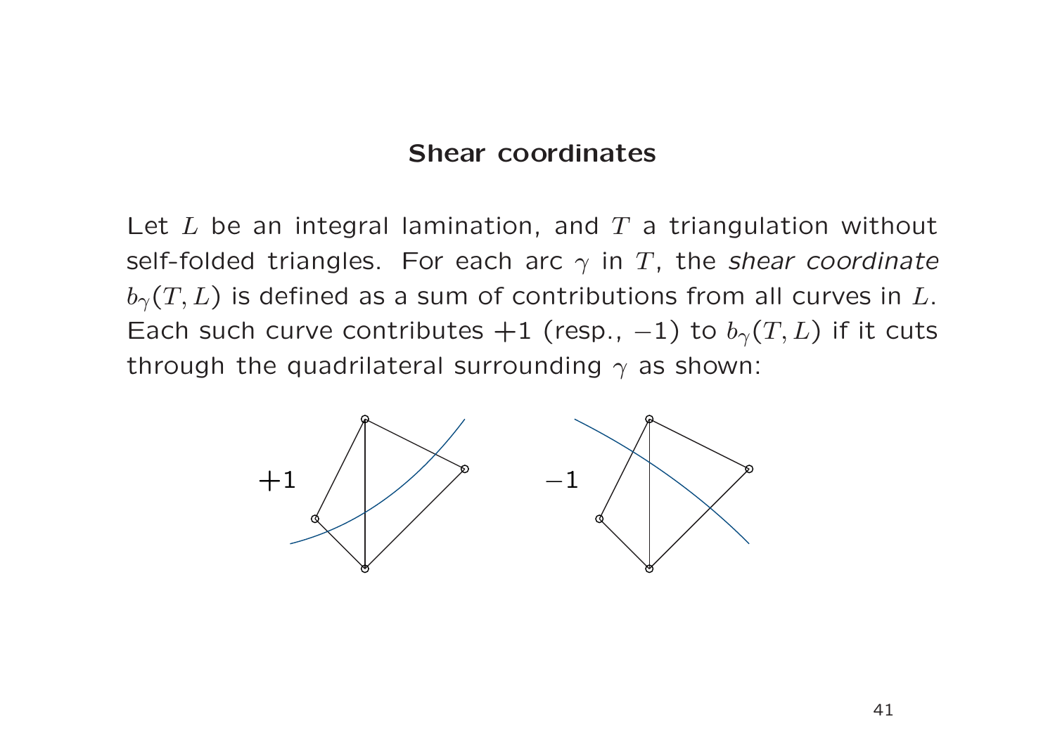## Shear coordinates

Let $L$ be an integral lamination, and $T$ a triangulation without self-folded triangles. For each arc $\gamma$ in $T$, the *shear coordinate* $b_\gamma(T, L)$ is defined as a sum of contributions from all curves in $L$. Each such curve contributes $+1$ (resp., $-1$) to $b_\gamma(T, L)$ if it cuts through the quadrilateral surrounding $\gamma$ as shown:

$+1$ $\qquad\qquad$ $-1$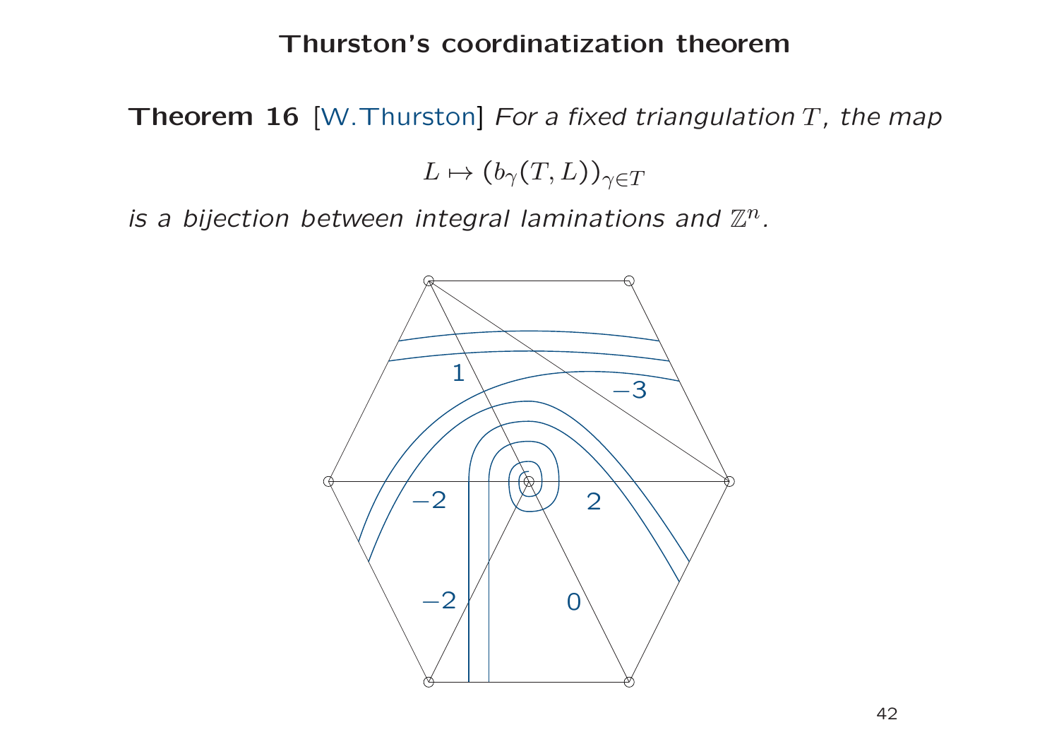# Thurston's coordinatization theorem

**Theorem 16** [W.Thurston] *For a fixed triangulation $T$, the map*

$$L \mapsto (b_\gamma(T,L))_{\gamma \in T}$$

*is a bijection between integral laminations and $\mathbb{Z}^n$.*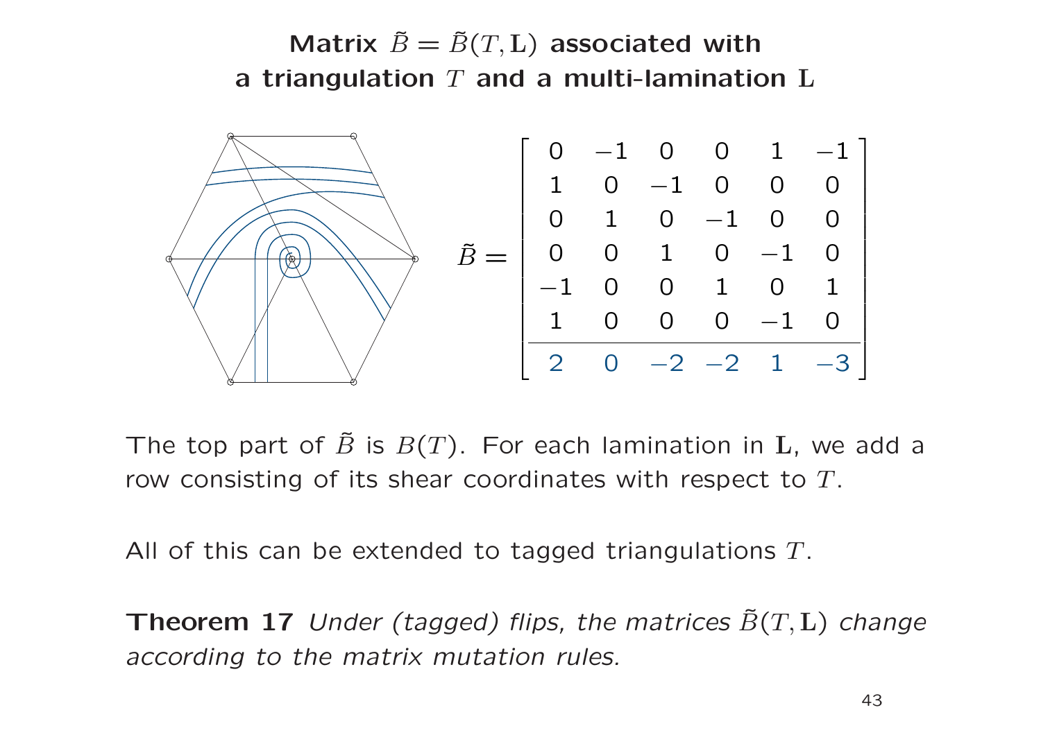# Matrix $\tilde{B} = \tilde{B}(T, \mathbf{L})$ associated with a triangulation $T$ and a multi-lamination $\mathbf{L}$

$$\tilde{B} = \left[\begin{array}{cccccc} 0 & -1 & 0 & 0 & 1 & -1 \\ 1 & 0 & -1 & 0 & 0 & 0 \\ 0 & 1 & 0 & -1 & 0 & 0 \\ 0 & 0 & 1 & 0 & -1 & 0 \\ -1 & 0 & 0 & 1 & 0 & 1 \\ 1 & 0 & 0 & 0 & -1 & 0 \\ \hline 2 & 0 & -2 & -2 & 1 & -3 \end{array}\right]$$

The top part of $\tilde{B}$ is $B(T)$. For each lamination in $\mathbf{L}$, we add a row consisting of its shear coordinates with respect to $T$.

All of this can be extended to tagged triangulations $T$.

**Theorem 17** *Under (tagged) flips, the matrices $\tilde{B}(T, \mathbf{L})$ change according to the matrix mutation rules.*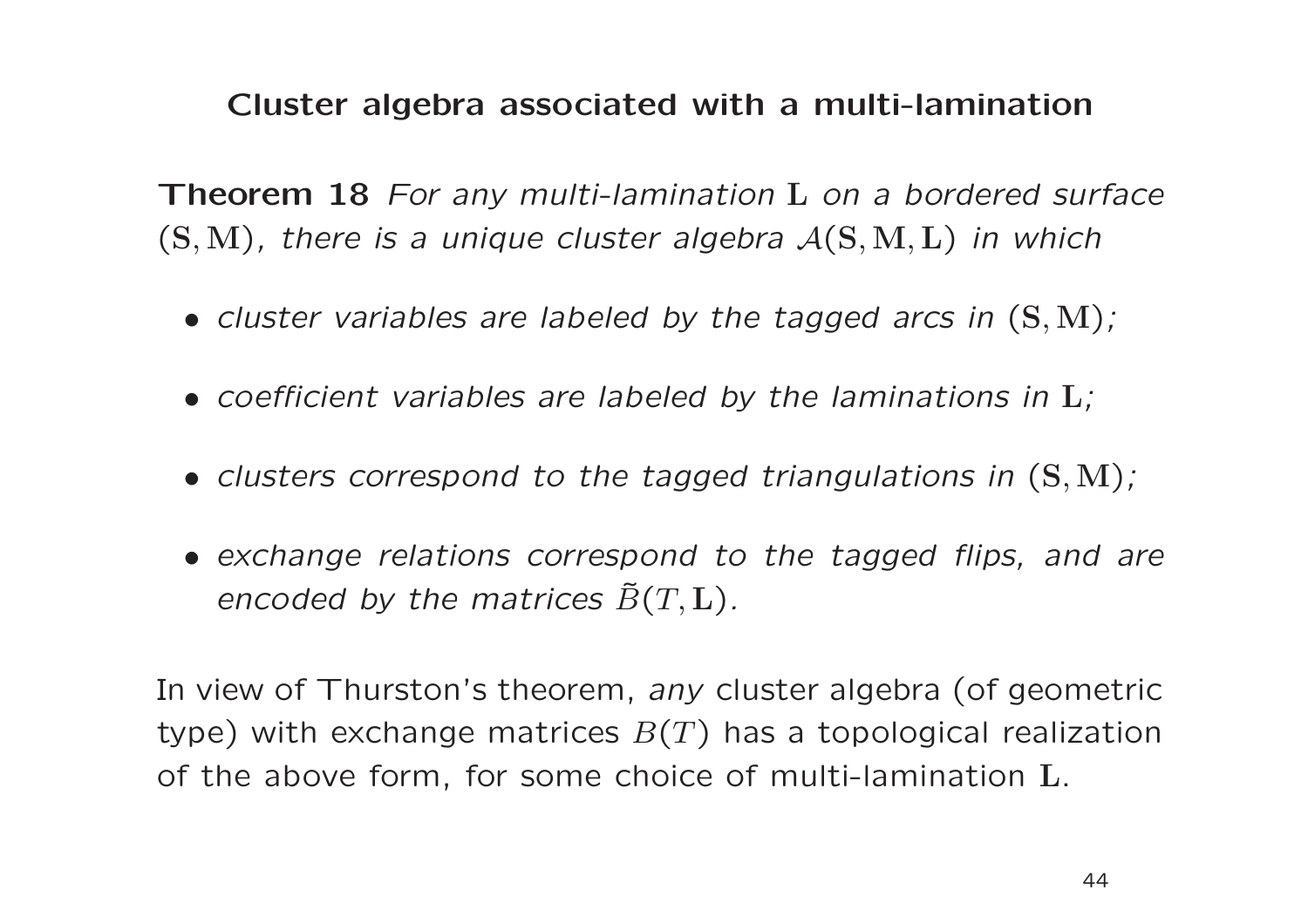## Cluster algebra associated with a multi-lamination

**Theorem 18** *For any multi-lamination* $\mathbf{L}$ *on a bordered surface* $(\mathbf{S}, \mathbf{M})$*, there is a unique cluster algebra* $\mathcal{A}(\mathbf{S}, \mathbf{M}, \mathbf{L})$ *in which*

- *cluster variables are labeled by the tagged arcs in* $(\mathbf{S}, \mathbf{M})$*;*
- *coefficient variables are labeled by the laminations in* $\mathbf{L}$*;*
- *clusters correspond to the tagged triangulations in* $(\mathbf{S}, \mathbf{M})$*;*
- *exchange relations correspond to the tagged flips, and are encoded by the matrices* $\tilde{B}(T, \mathbf{L})$*.*

In view of Thurston's theorem, *any* cluster algebra (of geometric type) with exchange matrices $B(T)$ has a topological realization of the above form, for some choice of multi-lamination $\mathbf{L}$.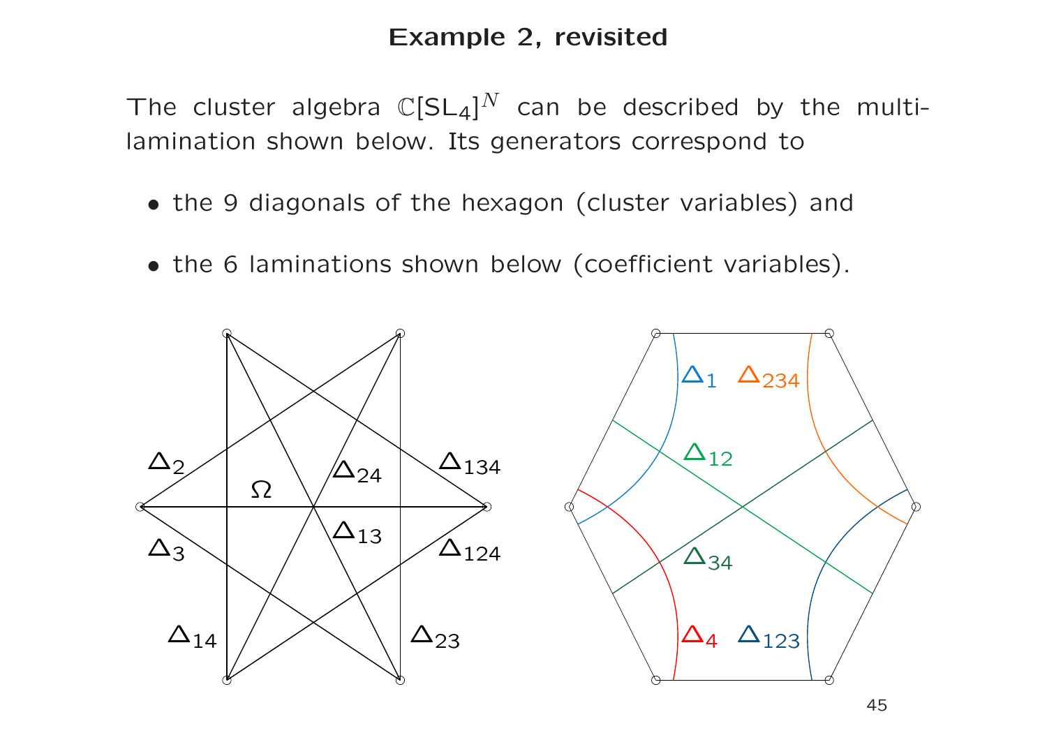## Example 2, revisited

The cluster algebra $\mathbb{C}[\mathrm{SL}_4]^N$ can be described by the multi-lamination shown below. Its generators correspond to

- the 9 diagonals of the hexagon (cluster variables) and
- the 6 laminations shown below (coefficient variables).

$\Delta_2$ $\Omega$ $\Delta_{24}$ $\Delta_{134}$ $\Delta_3$ $\Delta_{13}$ $\Delta_{124}$ $\Delta_{14}$ $\Delta_{23}$

$\Delta_1$ $\Delta_{234}$ $\Delta_{12}$ $\Delta_{34}$ $\Delta_4$ $\Delta_{123}$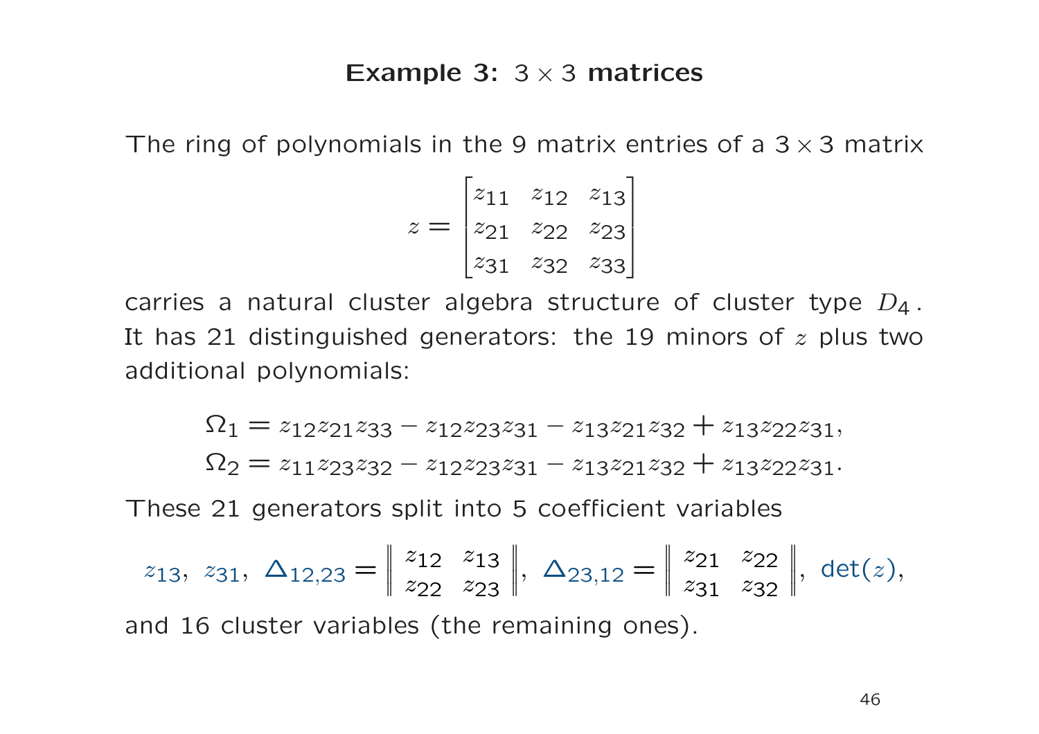## Example 3: $3 \times 3$ matrices

The ring of polynomials in the 9 matrix entries of a $3 \times 3$ matrix

$$z = \begin{bmatrix} z_{11} & z_{12} & z_{13} \\ z_{21} & z_{22} & z_{23} \\ z_{31} & z_{32} & z_{33} \end{bmatrix}$$

carries a natural cluster algebra structure of cluster type $D_4$. It has 21 distinguished generators: the 19 minors of $z$ plus two additional polynomials:

$$\Omega_1 = z_{12}z_{21}z_{33} - z_{12}z_{23}z_{31} - z_{13}z_{21}z_{32} + z_{13}z_{22}z_{31},$$
$$\Omega_2 = z_{11}z_{23}z_{32} - z_{12}z_{23}z_{31} - z_{13}z_{21}z_{32} + z_{13}z_{22}z_{31}.$$

These 21 generators split into 5 coefficient variables

$$z_{13},\ z_{31},\ \Delta_{12,23} = \begin{Vmatrix} z_{12} & z_{13} \\ z_{22} & z_{23} \end{Vmatrix},\ \Delta_{23,12} = \begin{Vmatrix} z_{21} & z_{22} \\ z_{31} & z_{32} \end{Vmatrix},\ \det(z),$$

and 16 cluster variables (the remaining ones).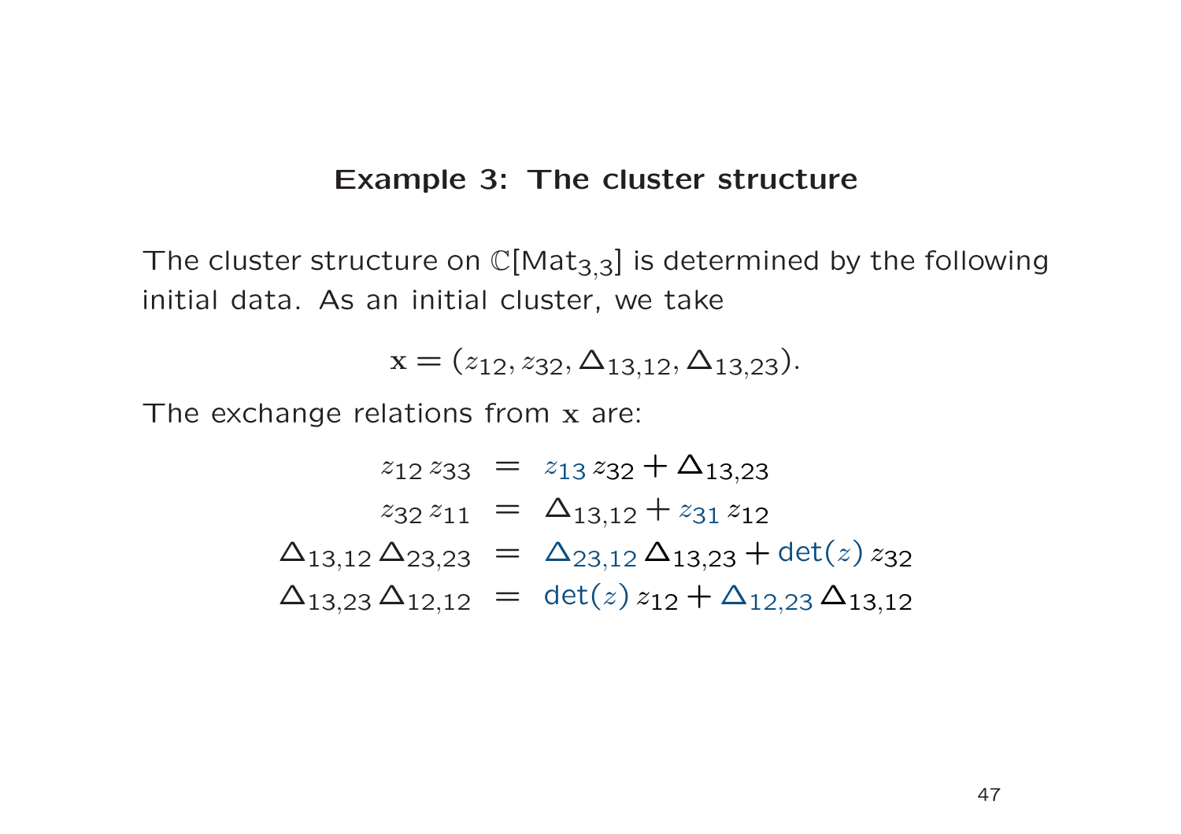## Example 3: The cluster structure

The cluster structure on $\mathbb{C}[\mathrm{Mat}_{3,3}]$ is determined by the following initial data. As an initial cluster, we take

$$\mathbf{x} = (z_{12}, z_{32}, \Delta_{13,12}, \Delta_{13,23}).$$

The exchange relations from $\mathbf{x}$ are:

$$\begin{aligned}
z_{12}\, z_{33} &= z_{13}\, z_{32} + \Delta_{13,23} \\
z_{32}\, z_{11} &= \Delta_{13,12} + z_{31}\, z_{12} \\
\Delta_{13,12}\, \Delta_{23,23} &= \Delta_{23,12}\, \Delta_{13,23} + \det(z)\, z_{32} \\
\Delta_{13,23}\, \Delta_{12,12} &= \det(z)\, z_{12} + \Delta_{12,23}\, \Delta_{13,12}
\end{aligned}$$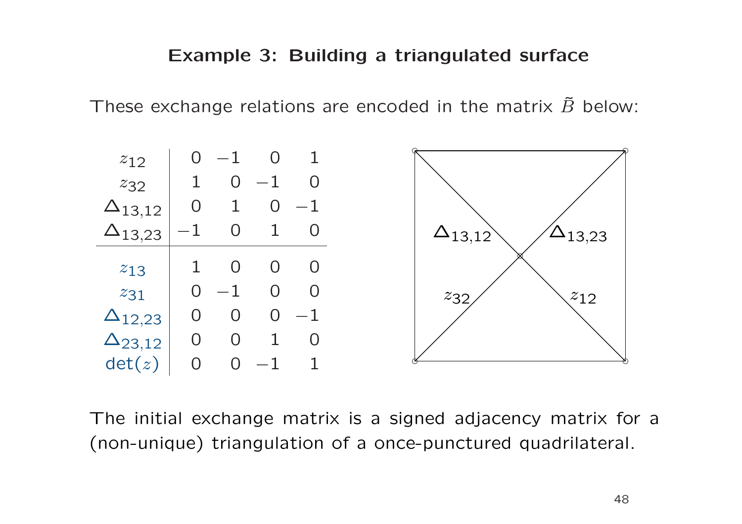# Example 3: Building a triangulated surface

These exchange relations are encoded in the matrix $\tilde{B}$ below:

| | | | | |
|---|---|---|---|---|
| $z_{12}$ | 0 | −1 | 0 | 1 |
| $z_{32}$ | 1 | 0 | −1 | 0 |
| $\Delta_{13,12}$ | 0 | 1 | 0 | −1 |
| $\Delta_{13,23}$ | −1 | 0 | 1 | 0 |
| $z_{13}$ | 1 | 0 | 0 | 0 |
| $z_{31}$ | 0 | −1 | 0 | 0 |
| $\Delta_{12,23}$ | 0 | 0 | 0 | −1 |
| $\Delta_{23,12}$ | 0 | 0 | 1 | 0 |
| $\det(z)$ | 0 | 0 | −1 | 1 |

$\Delta_{13,12}$ $\Delta_{13,23}$ $z_{32}$ $z_{12}$

The initial exchange matrix is a signed adjacency matrix for a (non-unique) triangulation of a once-punctured quadrilateral.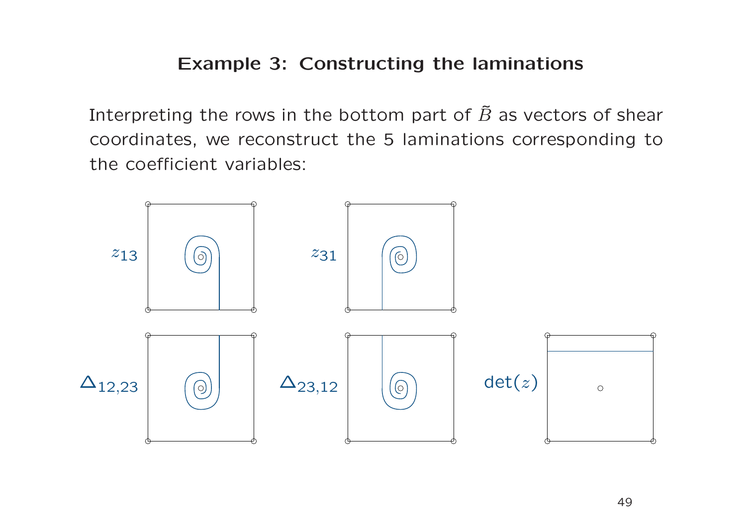# Example 3: Constructing the laminations

Interpreting the rows in the bottom part of $\tilde{B}$ as vectors of shear coordinates, we reconstruct the 5 laminations corresponding to the coefficient variables:

$z_{13}$ $z_{31}$

$\Delta_{12,23}$ $\Delta_{23,12}$ $\det(z)$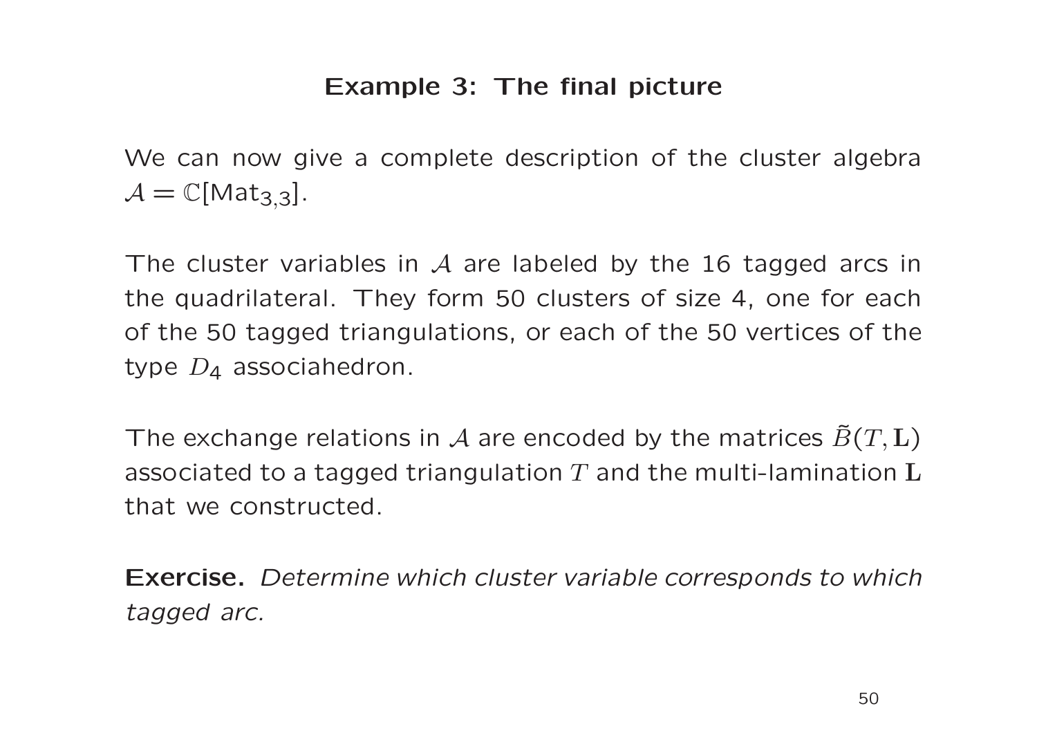## Example 3: The final picture

We can now give a complete description of the cluster algebra $\mathcal{A} = \mathbb{C}[\mathsf{Mat}_{3,3}]$.

The cluster variables in $\mathcal{A}$ are labeled by the 16 tagged arcs in the quadrilateral. They form 50 clusters of size 4, one for each of the 50 tagged triangulations, or each of the 50 vertices of the type $D_4$ associahedron.

The exchange relations in $\mathcal{A}$ are encoded by the matrices $\tilde{B}(T, \mathbf{L})$ associated to a tagged triangulation $T$ and the multi-lamination $\mathbf{L}$ that we constructed.

**Exercise.** *Determine which cluster variable corresponds to which tagged arc.*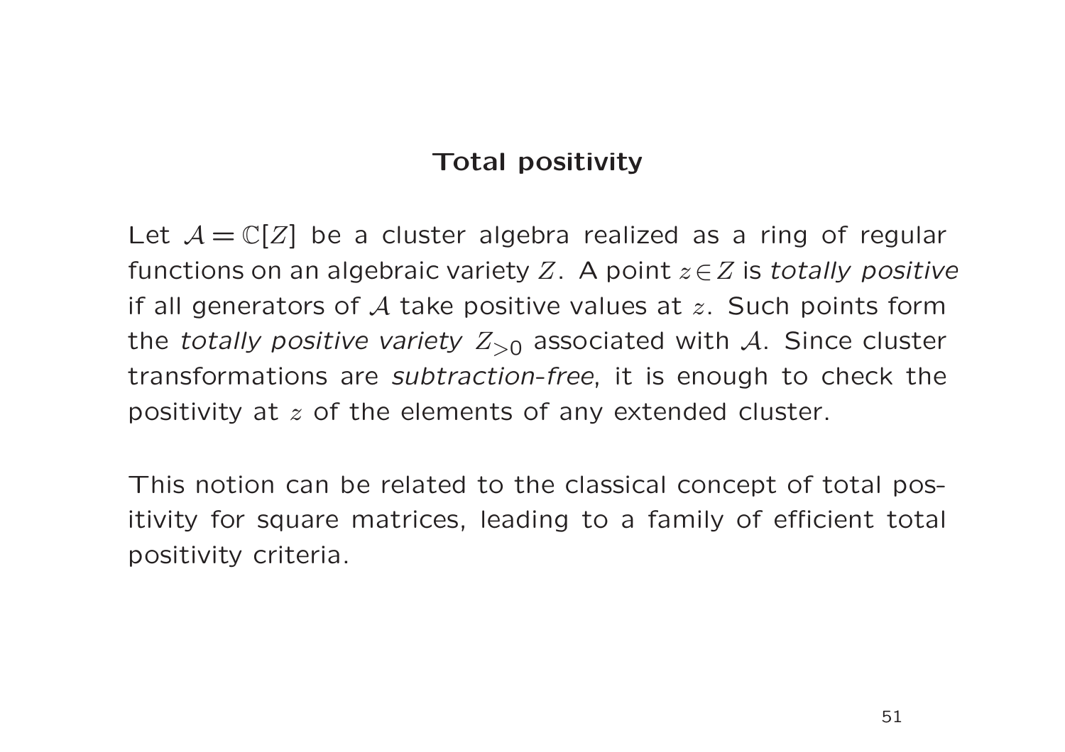## Total positivity

Let $\mathcal{A} = \mathbb{C}[Z]$ be a cluster algebra realized as a ring of regular functions on an algebraic variety $Z$. A point $z \in Z$ is *totally positive* if all generators of $\mathcal{A}$ take positive values at $z$. Such points form the *totally positive variety* $Z_{>0}$ associated with $\mathcal{A}$. Since cluster transformations are *subtraction-free*, it is enough to check the positivity at $z$ of the elements of any extended cluster.

This notion can be related to the classical concept of total positivity for square matrices, leading to a family of efficient total positivity criteria.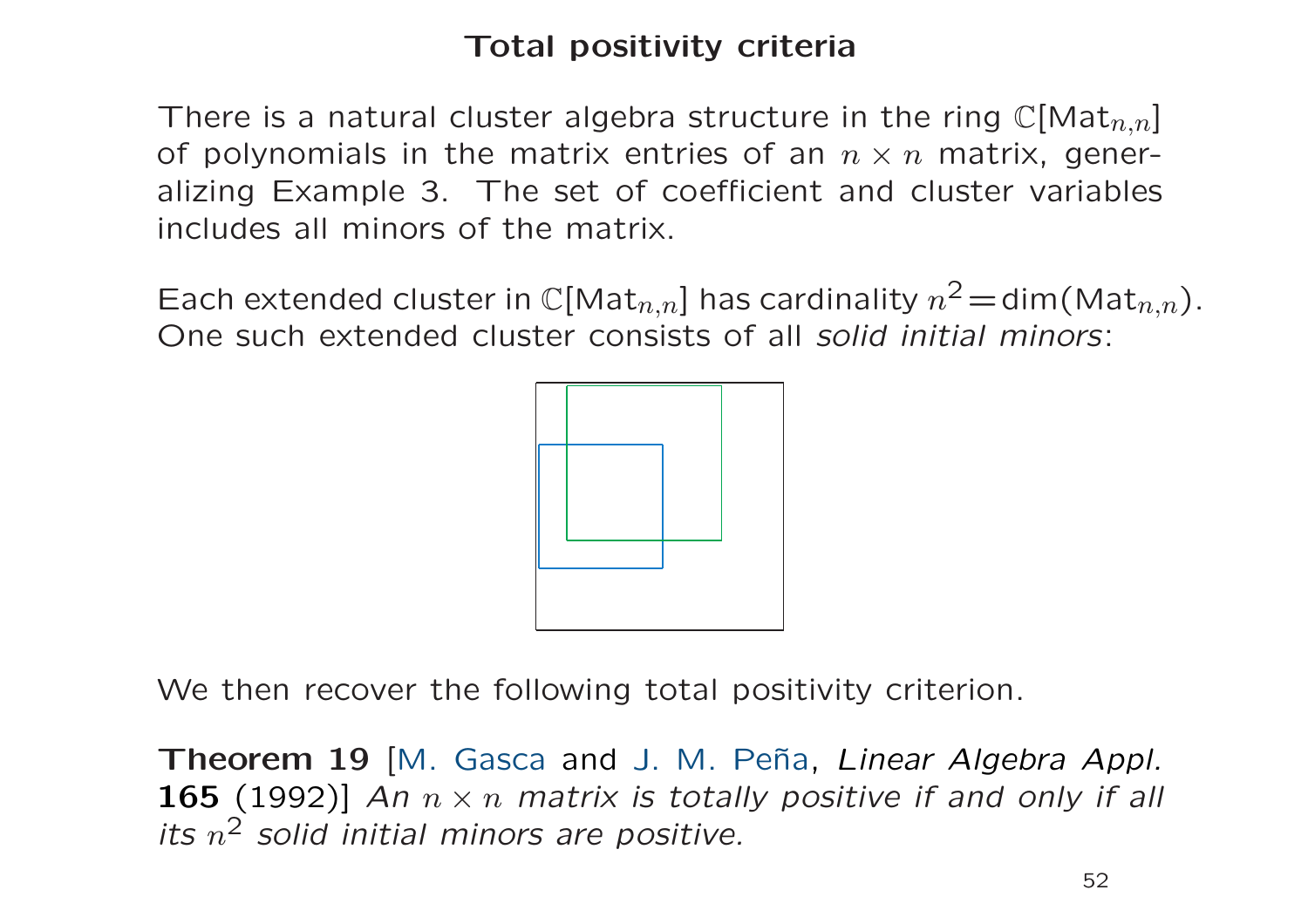# Total positivity criteria

There is a natural cluster algebra structure in the ring $\mathbb{C}[\mathrm{Mat}_{n,n}]$ of polynomials in the matrix entries of an $n \times n$ matrix, generalizing Example 3. The set of coefficient and cluster variables includes all minors of the matrix.

Each extended cluster in $\mathbb{C}[\mathrm{Mat}_{n,n}]$ has cardinality $n^2 = \dim(\mathrm{Mat}_{n,n})$. One such extended cluster consists of all *solid initial minors*:

We then recover the following total positivity criterion.

**Theorem 19** [M. Gasca and J. M. Peña, *Linear Algebra Appl.* **165** (1992)] *An $n \times n$ matrix is totally positive if and only if all its $n^2$ solid initial minors are positive.*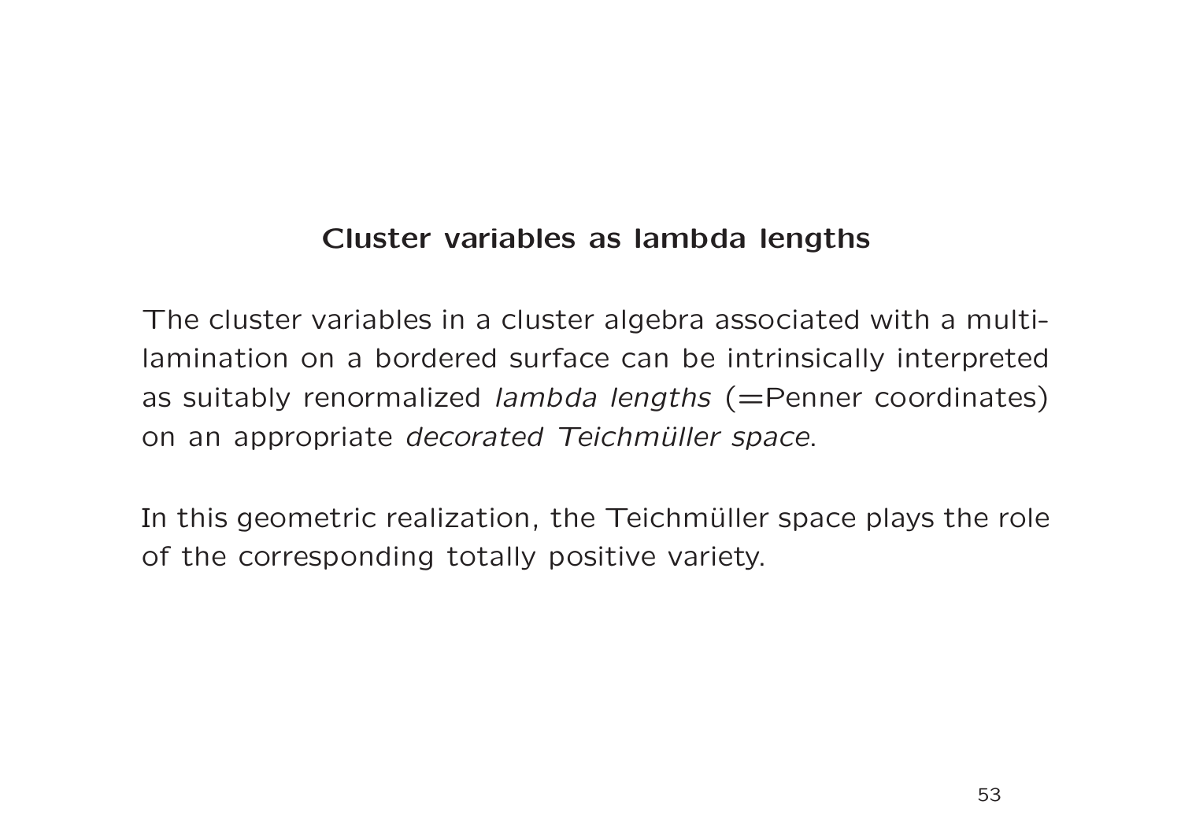## Cluster variables as lambda lengths

The cluster variables in a cluster algebra associated with a multi-lamination on a bordered surface can be intrinsically interpreted as suitably renormalized *lambda lengths* (=Penner coordinates) on an appropriate *decorated Teichmüller space*.

In this geometric realization, the Teichmüller space plays the role of the corresponding totally positive variety.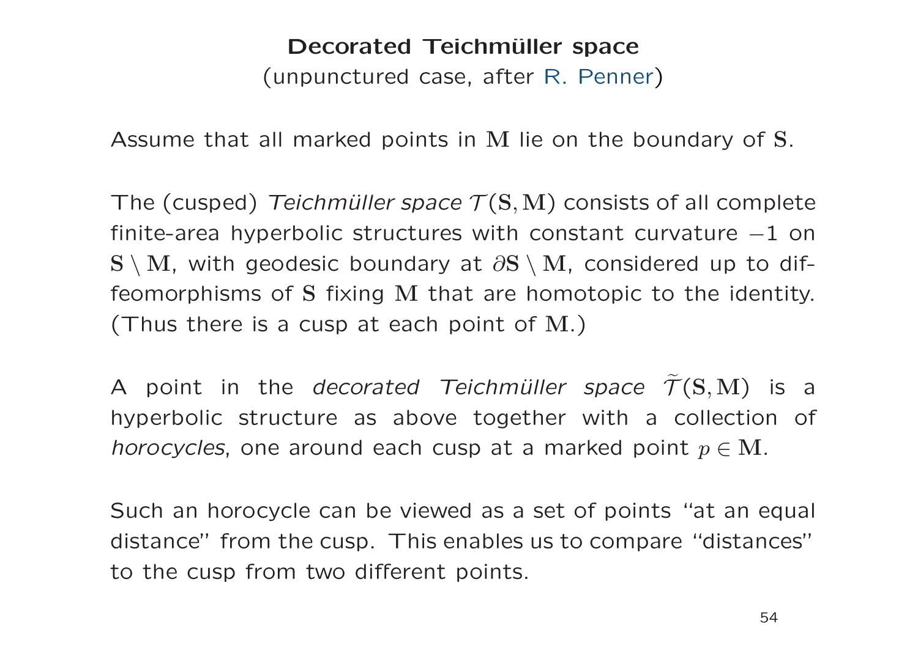# Decorated Teichmüller space

(unpunctured case, after R. Penner)

Assume that all marked points in $\mathbf{M}$ lie on the boundary of $\mathbf{S}$.

The (cusped) *Teichmüller space* $\mathcal{T}(\mathbf{S},\mathbf{M})$ consists of all complete finite-area hyperbolic structures with constant curvature $-1$ on $\mathbf{S}\setminus\mathbf{M}$, with geodesic boundary at $\partial\mathbf{S}\setminus\mathbf{M}$, considered up to diffeomorphisms of $\mathbf{S}$ fixing $\mathbf{M}$ that are homotopic to the identity. (Thus there is a cusp at each point of $\mathbf{M}$.)

A point in the *decorated Teichmüller space* $\widetilde{\mathcal{T}}(\mathbf{S},\mathbf{M})$ is a hyperbolic structure as above together with a collection of *horocycles*, one around each cusp at a marked point $p\in\mathbf{M}$.

Such an horocycle can be viewed as a set of points "at an equal distance" from the cusp. This enables us to compare "distances" to the cusp from two different points.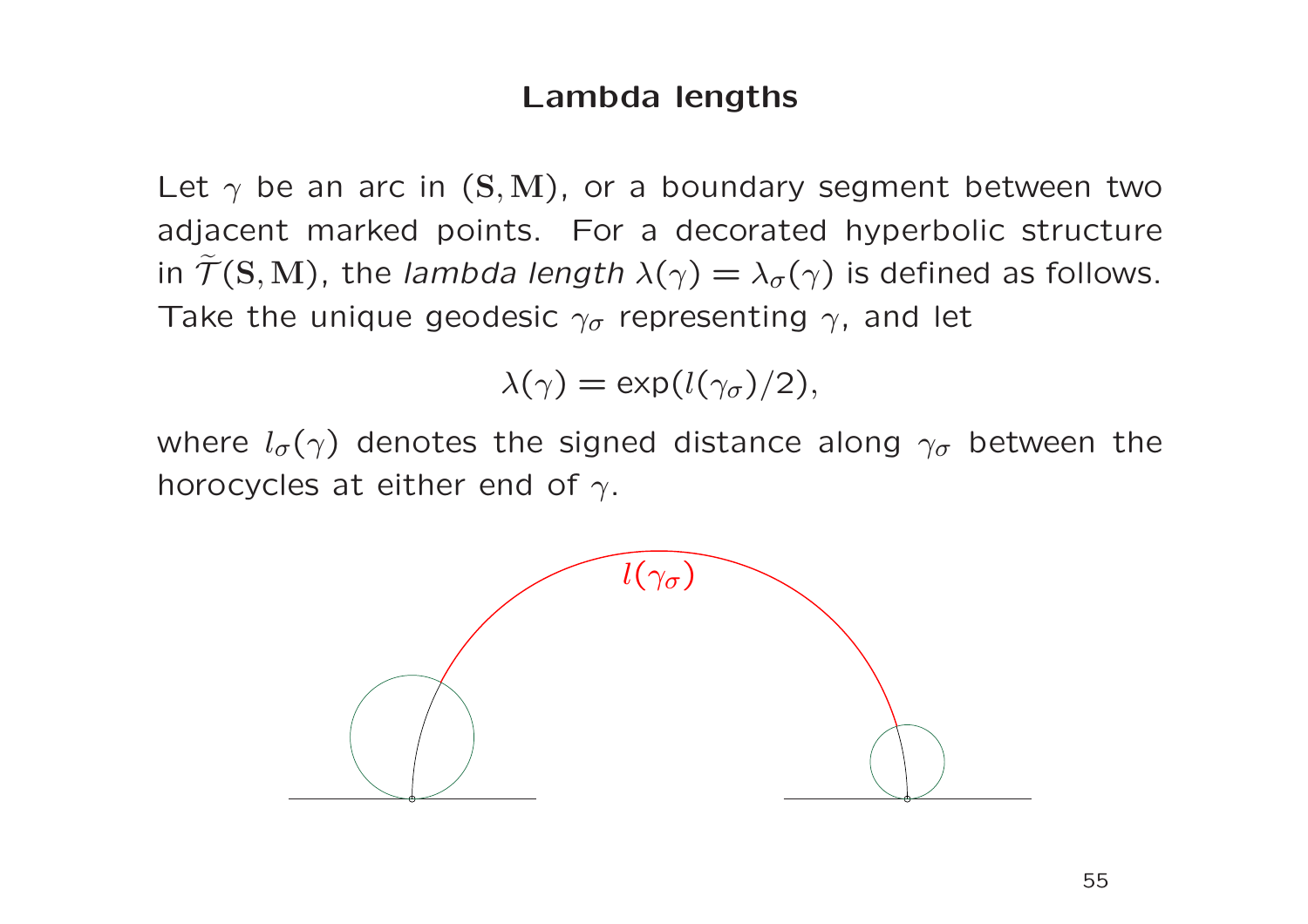## Lambda lengths

Let $\gamma$ be an arc in $(\mathbf{S}, \mathbf{M})$, or a boundary segment between two adjacent marked points. For a decorated hyperbolic structure in $\widetilde{\mathcal{T}}(\mathbf{S}, \mathbf{M})$, the *lambda length* $\lambda(\gamma) = \lambda_\sigma(\gamma)$ is defined as follows. Take the unique geodesic $\gamma_\sigma$ representing $\gamma$, and let

$$\lambda(\gamma) = \exp(l(\gamma_\sigma)/2),$$

where $l_\sigma(\gamma)$ denotes the signed distance along $\gamma_\sigma$ between the horocycles at either end of $\gamma$.

$l(\gamma_\sigma)$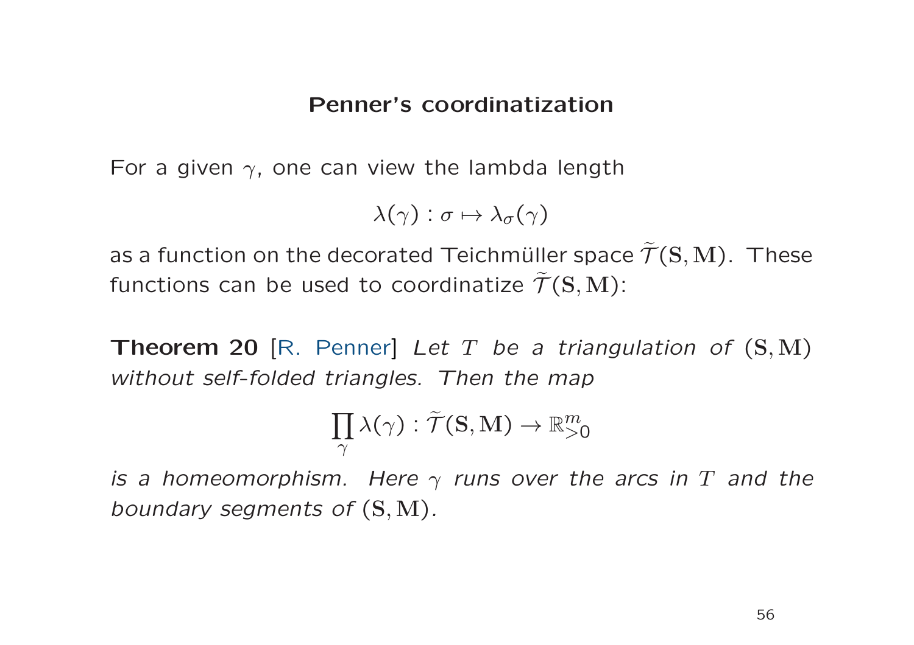## Penner's coordinatization

For a given $\gamma$, one can view the lambda length

$$\lambda(\gamma) : \sigma \mapsto \lambda_\sigma(\gamma)$$

as a function on the decorated Teichmüller space $\widetilde{\mathcal{T}}(\mathbf{S}, \mathbf{M})$. These functions can be used to coordinatize $\widetilde{\mathcal{T}}(\mathbf{S}, \mathbf{M})$:

**Theorem 20** [R. Penner] *Let $T$ be a triangulation of $(\mathbf{S}, \mathbf{M})$ without self-folded triangles. Then the map*

$$\prod_{\gamma} \lambda(\gamma) : \widetilde{\mathcal{T}}(\mathbf{S}, \mathbf{M}) \to \mathbb{R}^m_{>0}$$

*is a homeomorphism. Here $\gamma$ runs over the arcs in $T$ and the boundary segments of $(\mathbf{S}, \mathbf{M})$.*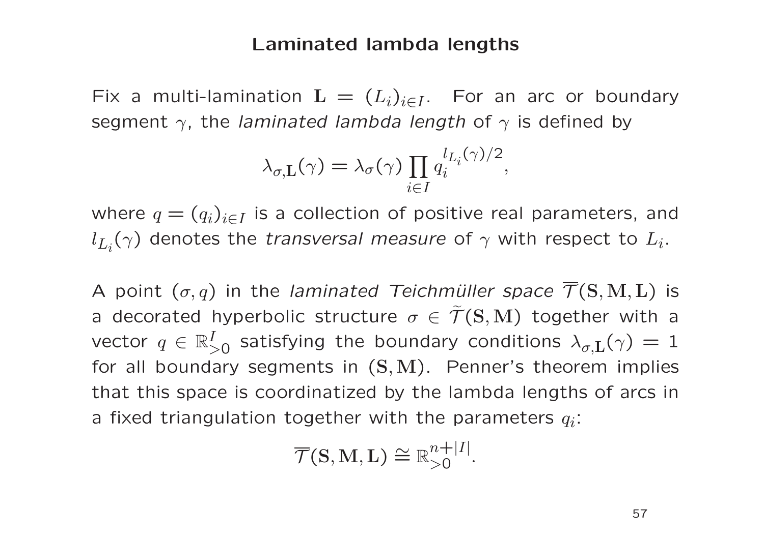## Laminated lambda lengths

Fix a multi-lamination $\mathbf{L} = (L_i)_{i \in I}$. For an arc or boundary segment $\gamma$, the *laminated lambda length* of $\gamma$ is defined by

$$\lambda_{\sigma,\mathbf{L}}(\gamma) = \lambda_\sigma(\gamma) \prod_{i \in I} q_i^{l_{L_i}(\gamma)/2},$$

where $q = (q_i)_{i \in I}$ is a collection of positive real parameters, and $l_{L_i}(\gamma)$ denotes the *transversal measure* of $\gamma$ with respect to $L_i$.

A point $(\sigma, q)$ in the *laminated Teichmüller space* $\overline{\mathcal{T}}(\mathbf{S}, \mathbf{M}, \mathbf{L})$ is a decorated hyperbolic structure $\sigma \in \widetilde{\mathcal{T}}(\mathbf{S}, \mathbf{M})$ together with a vector $q \in \mathbb{R}^I_{>0}$ satisfying the boundary conditions $\lambda_{\sigma,\mathbf{L}}(\gamma) = 1$ for all boundary segments in $(\mathbf{S}, \mathbf{M})$. Penner's theorem implies that this space is coordinatized by the lambda lengths of arcs in a fixed triangulation together with the parameters $q_i$:

$$\overline{\mathcal{T}}(\mathbf{S}, \mathbf{M}, \mathbf{L}) \cong \mathbb{R}^{n+|I|}_{>0}.$$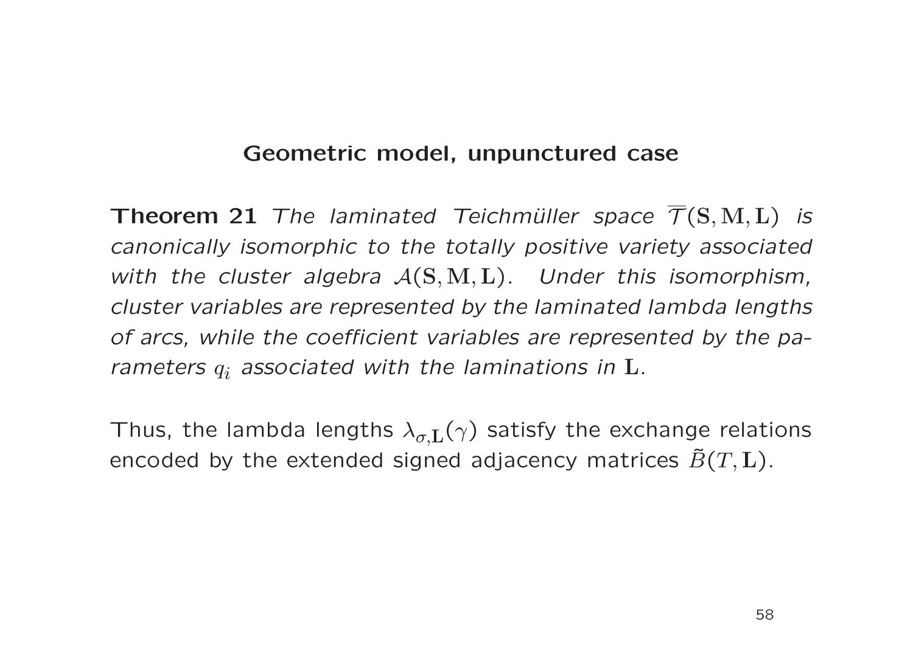## Geometric model, unpunctured case

**Theorem 21** *The laminated Teichmüller space $\overline{\mathcal{T}}(\mathbf{S}, \mathbf{M}, \mathbf{L})$ is canonically isomorphic to the totally positive variety associated with the cluster algebra $\mathcal{A}(\mathbf{S}, \mathbf{M}, \mathbf{L})$. Under this isomorphism, cluster variables are represented by the laminated lambda lengths of arcs, while the coefficient variables are represented by the parameters $q_i$ associated with the laminations in $\mathbf{L}$.*

Thus, the lambda lengths $\lambda_{\sigma,\mathbf{L}}(\gamma)$ satisfy the exchange relations encoded by the extended signed adjacency matrices $\tilde{B}(T, \mathbf{L})$.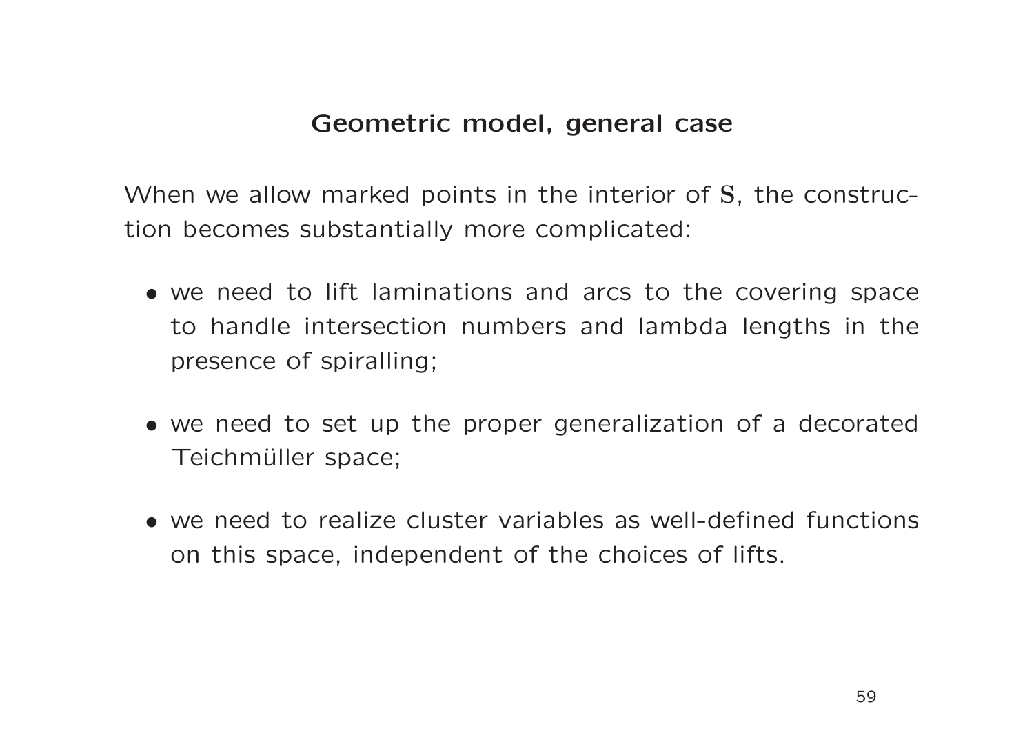## Geometric model, general case

When we allow marked points in the interior of $\mathbf{S}$, the construction becomes substantially more complicated:

- we need to lift laminations and arcs to the covering space to handle intersection numbers and lambda lengths in the presence of spiralling;
- we need to set up the proper generalization of a decorated Teichmüller space;
- we need to realize cluster variables as well-defined functions on this space, independent of the choices of lifts.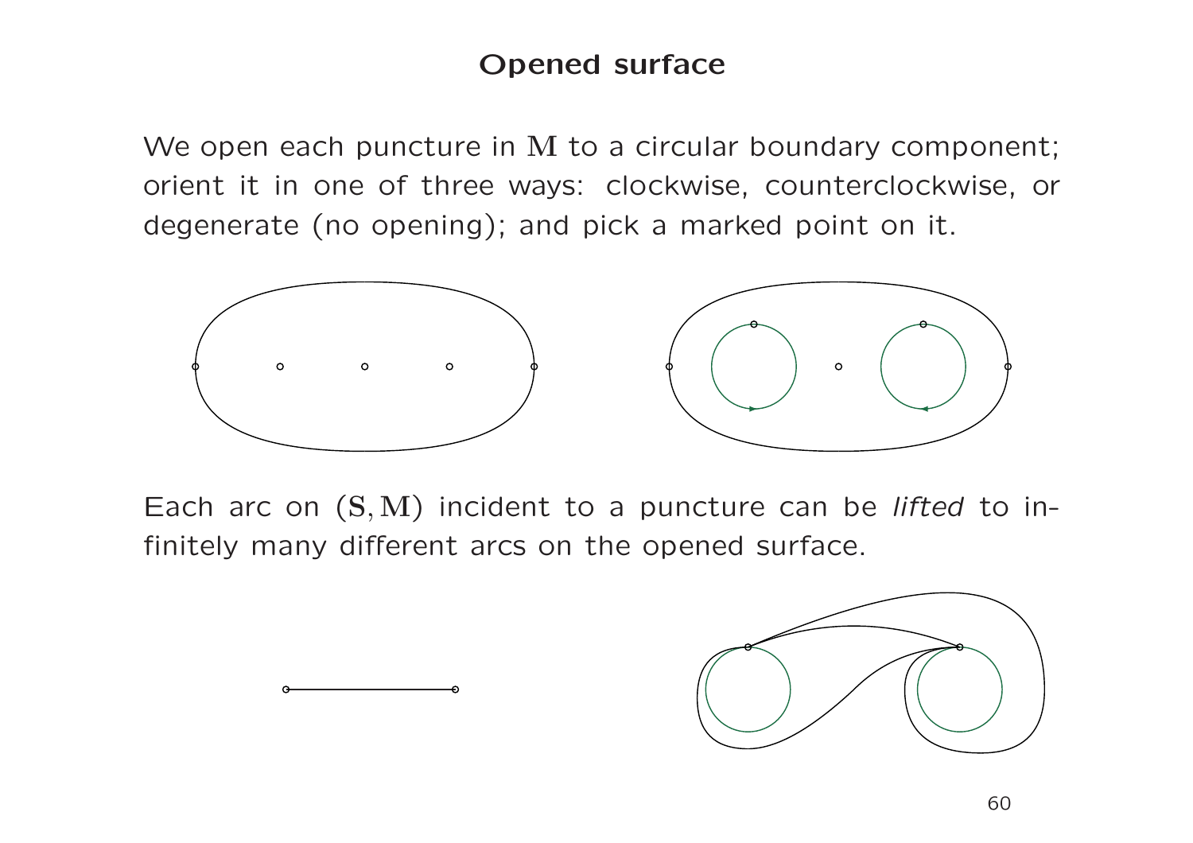## Opened surface

We open each puncture in $\mathbf{M}$ to a circular boundary component; orient it in one of three ways: clockwise, counterclockwise, or degenerate (no opening); and pick a marked point on it.

Each arc on $(\mathbf{S}, \mathbf{M})$ incident to a puncture can be *lifted* to infinitely many different arcs on the opened surface.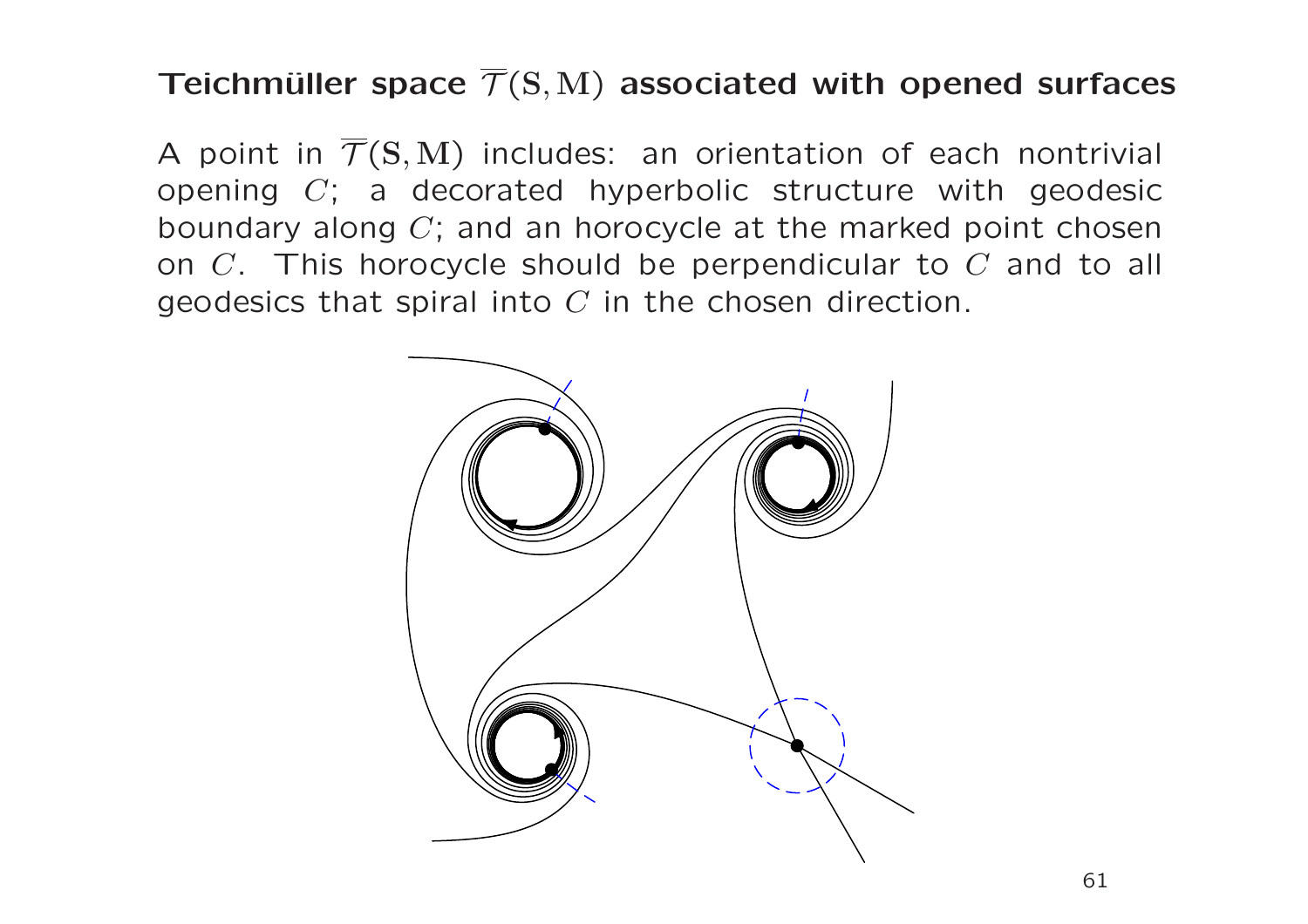## Teichmüller space $\overline{\mathcal{T}}(\mathrm{S},\mathrm{M})$ associated with opened surfaces

A point in $\overline{\mathcal{T}}(\mathrm{S},\mathrm{M})$ includes: an orientation of each nontrivial opening $C$; a decorated hyperbolic structure with geodesic boundary along $C$; and an horocycle at the marked point chosen on $C$. This horocycle should be perpendicular to $C$ and to all geodesics that spiral into $C$ in the chosen direction.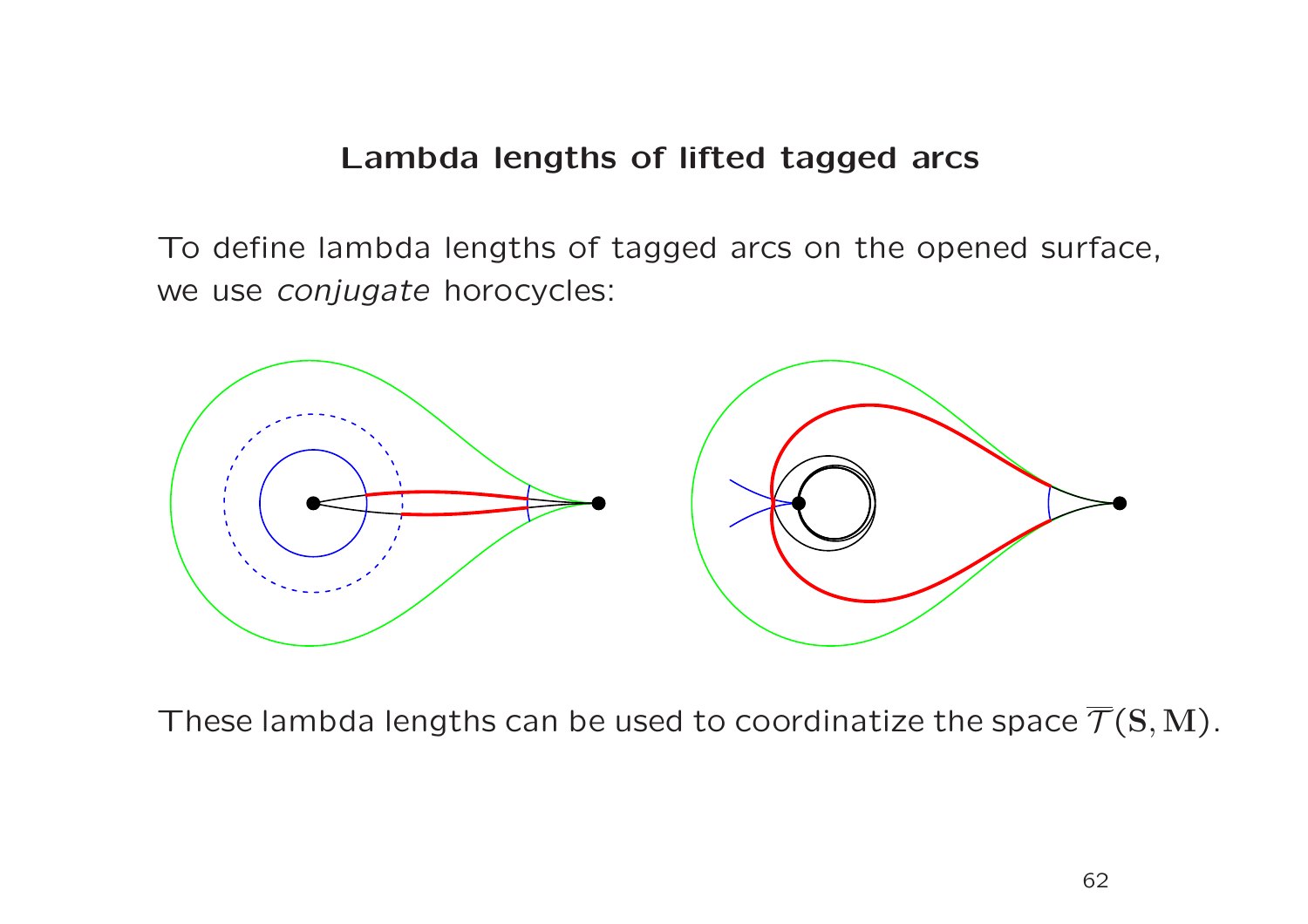## Lambda lengths of lifted tagged arcs

To define lambda lengths of tagged arcs on the opened surface, we use *conjugate* horocycles:

These lambda lengths can be used to coordinatize the space $\overline{\mathcal{T}}(\mathbf{S},\mathbf{M})$.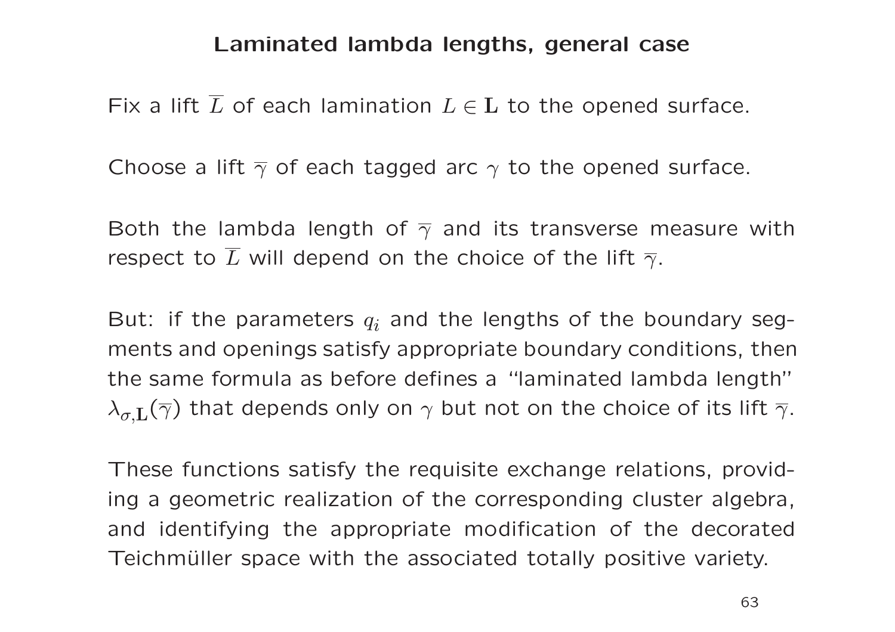# Laminated lambda lengths, general case

Fix a lift $\overline{L}$ of each lamination $L \in \mathbf{L}$ to the opened surface.

Choose a lift $\overline{\gamma}$ of each tagged arc $\gamma$ to the opened surface.

Both the lambda length of $\overline{\gamma}$ and its transverse measure with respect to $\overline{L}$ will depend on the choice of the lift $\overline{\gamma}$.

But: if the parameters $q_i$ and the lengths of the boundary segments and openings satisfy appropriate boundary conditions, then the same formula as before defines a "laminated lambda length" $\lambda_{\sigma,\mathbf{L}}(\overline{\gamma})$ that depends only on $\gamma$ but not on the choice of its lift $\overline{\gamma}$.

These functions satisfy the requisite exchange relations, providing a geometric realization of the corresponding cluster algebra, and identifying the appropriate modification of the decorated Teichmüller space with the associated totally positive variety.